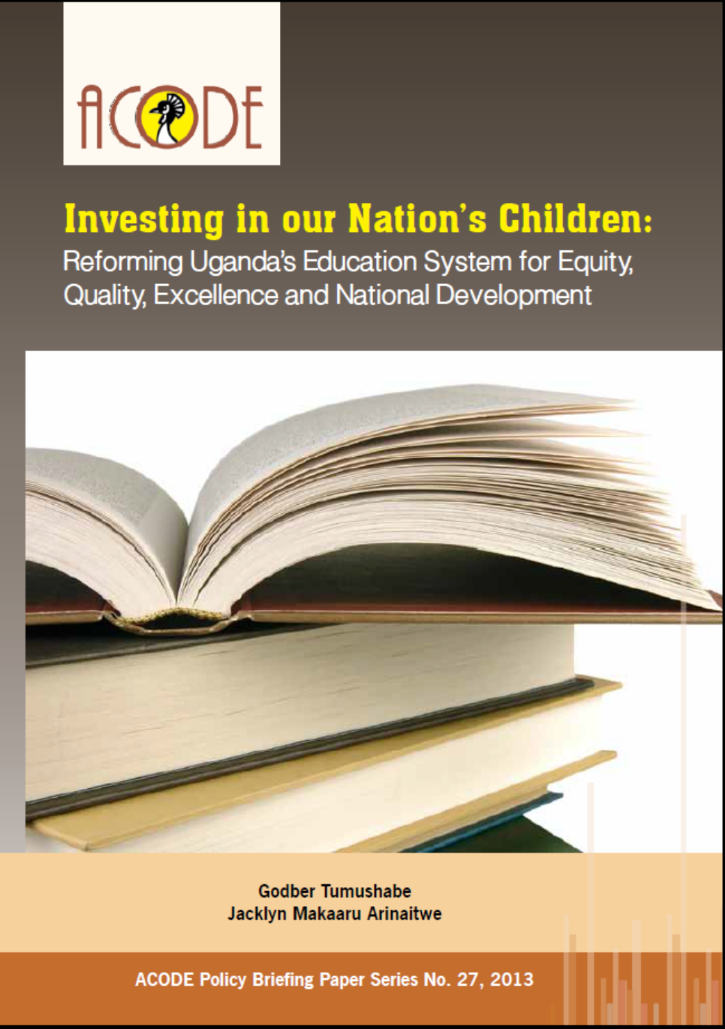ACODE

# Investing in our Nation's Children:

## Reforming Uganda's Education System for Equity, Quality, Excellence and National Development

**Godber Tumushabe**
**Jacklyn Makaaru Arinaitwe**

**ACODE Policy Briefing Paper Series No. 27, 2013**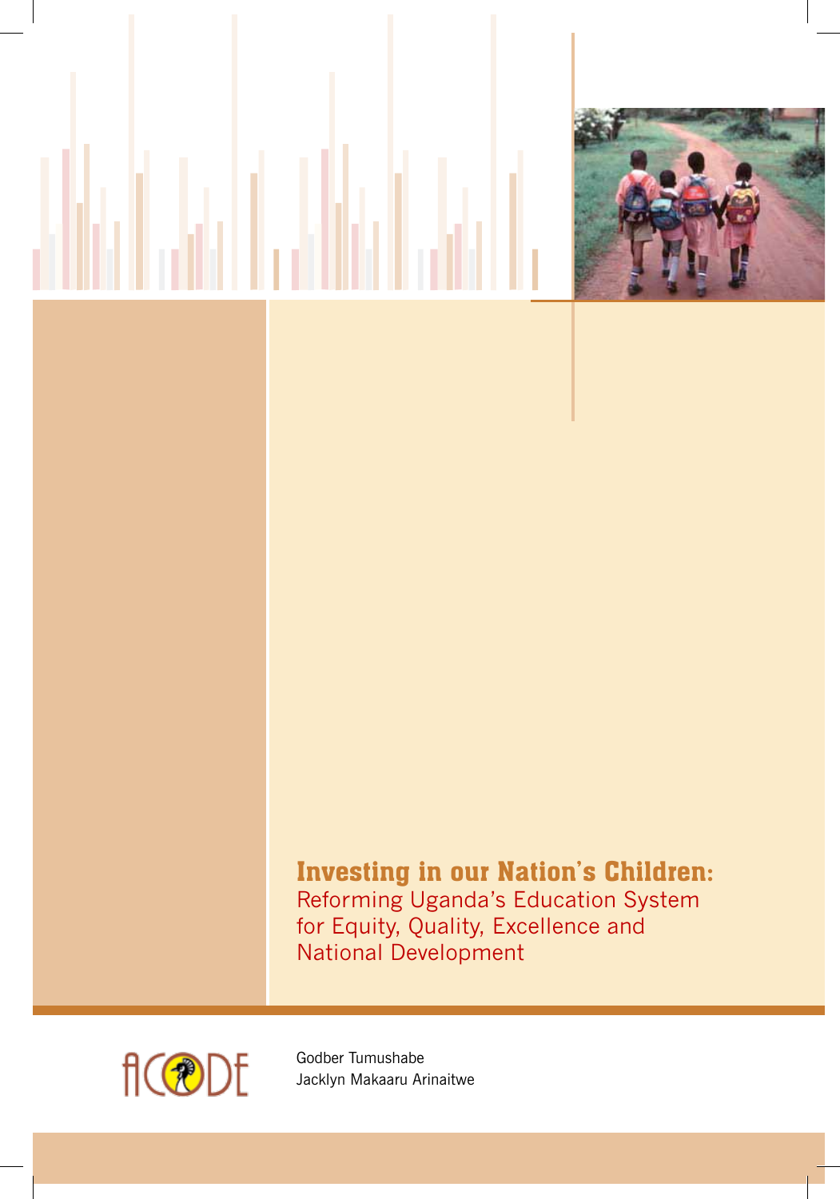# Investing in our Nation's Children:

Reforming Uganda's Education System for Equity, Quality, Excellence and National Development

ACODE

Godber Tumushabe
Jacklyn Makaaru Arinaitwe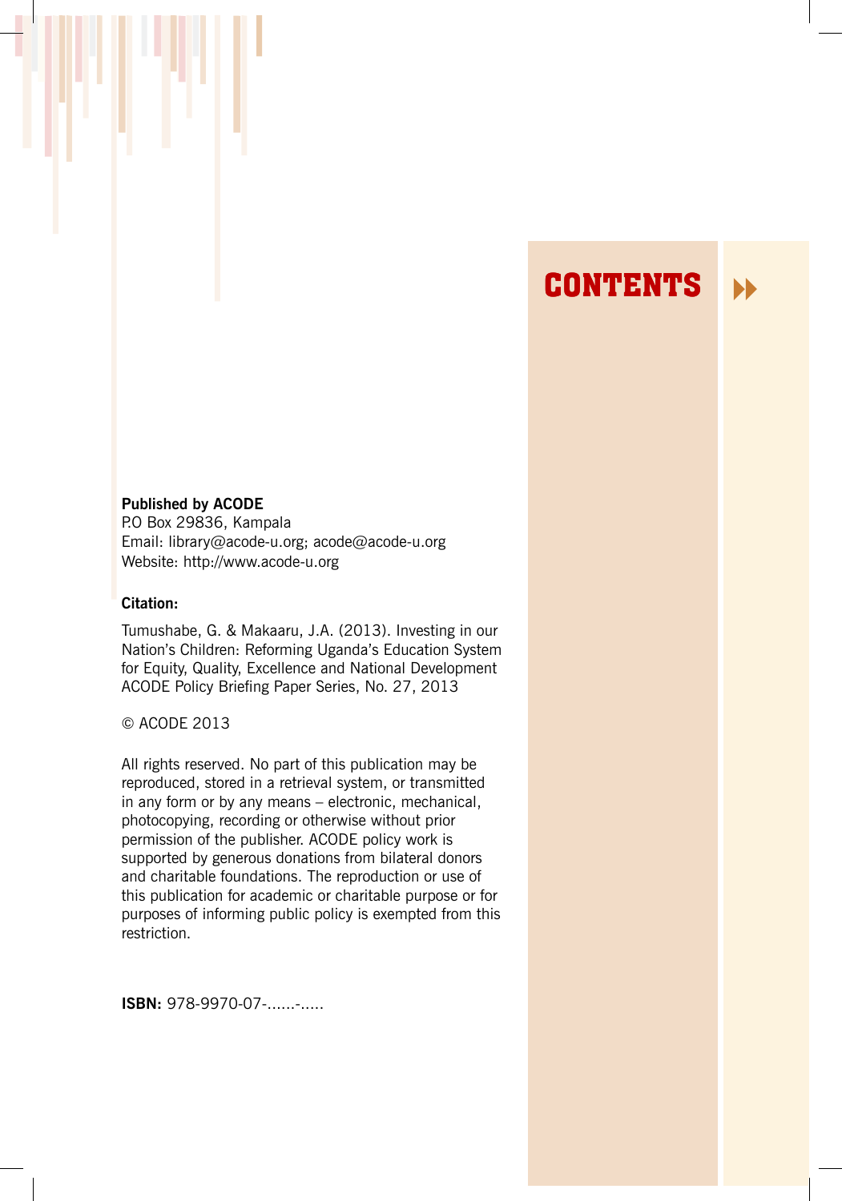**Published by ACODE**
P.O Box 29836, Kampala
Email: library@acode-u.org; acode@acode-u.org
Website: http://www.acode-u.org

**Citation:**

Tumushabe, G. & Makaaru, J.A. (2013). Investing in our Nation's Children: Reforming Uganda's Education System for Equity, Quality, Excellence and National Development ACODE Policy Briefing Paper Series, No. 27, 2013

© ACODE 2013

All rights reserved. No part of this publication may be reproduced, stored in a retrieval system, or transmitted in any form or by any means – electronic, mechanical, photocopying, recording or otherwise without prior permission of the publisher. ACODE policy work is supported by generous donations from bilateral donors and charitable foundations. The reproduction or use of this publication for academic or charitable purpose or for purposes of informing public policy is exempted from this restriction.

**ISBN:** 978-9970-07-......-.....

# CONTENTS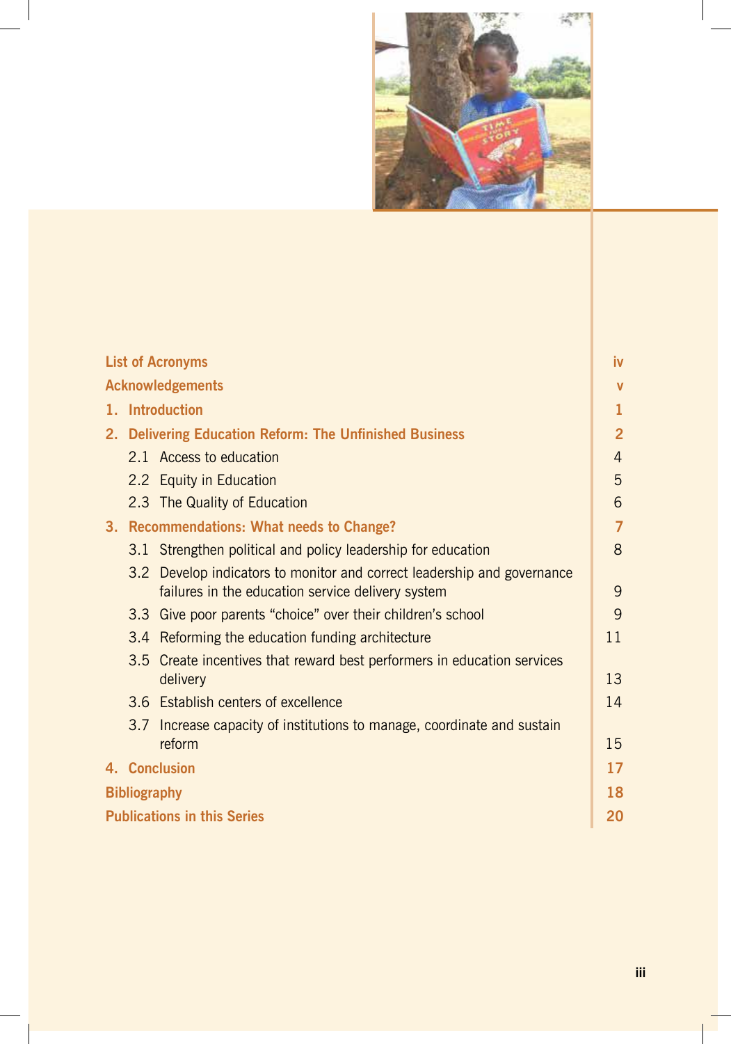| | |
|---|---|
| **List of Acronyms** | **iv** |
| **Acknowledgements** | **v** |
| **1. Introduction** | **1** |
| **2. Delivering Education Reform: The Unfinished Business** | **2** |
| 2.1 Access to education | 4 |
| 2.2 Equity in Education | 5 |
| 2.3 The Quality of Education | 6 |
| **3. Recommendations: What needs to Change?** | **7** |
| 3.1 Strengthen political and policy leadership for education | 8 |
| 3.2 Develop indicators to monitor and correct leadership and governance failures in the education service delivery system | 9 |
| 3.3 Give poor parents "choice" over their children's school | 9 |
| 3.4 Reforming the education funding architecture | 11 |
| 3.5 Create incentives that reward best performers in education services delivery | 13 |
| 3.6 Establish centers of excellence | 14 |
| 3.7 Increase capacity of institutions to manage, coordinate and sustain reform | 15 |
| **4. Conclusion** | **17** |
| **Bibliography** | **18** |
| **Publications in this Series** | **20** |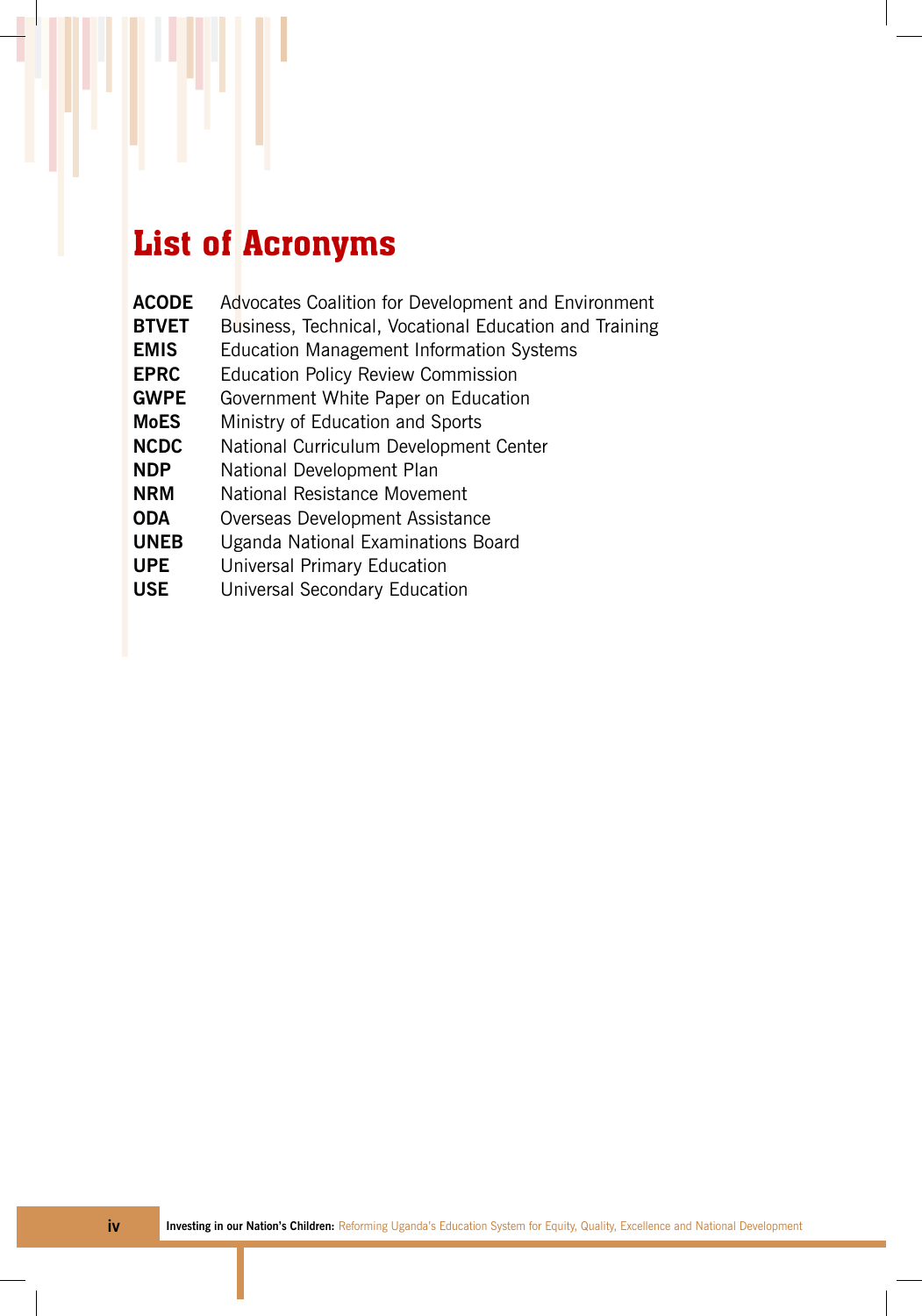# List of Acronyms

| | |
|---|---|
| **ACODE** | Advocates Coalition for Development and Environment |
| **BTVET** | Business, Technical, Vocational Education and Training |
| **EMIS** | Education Management Information Systems |
| **EPRC** | Education Policy Review Commission |
| **GWPE** | Government White Paper on Education |
| **MoES** | Ministry of Education and Sports |
| **NCDC** | National Curriculum Development Center |
| **NDP** | National Development Plan |
| **NRM** | National Resistance Movement |
| **ODA** | Overseas Development Assistance |
| **UNEB** | Uganda National Examinations Board |
| **UPE** | Universal Primary Education |
| **USE** | Universal Secondary Education |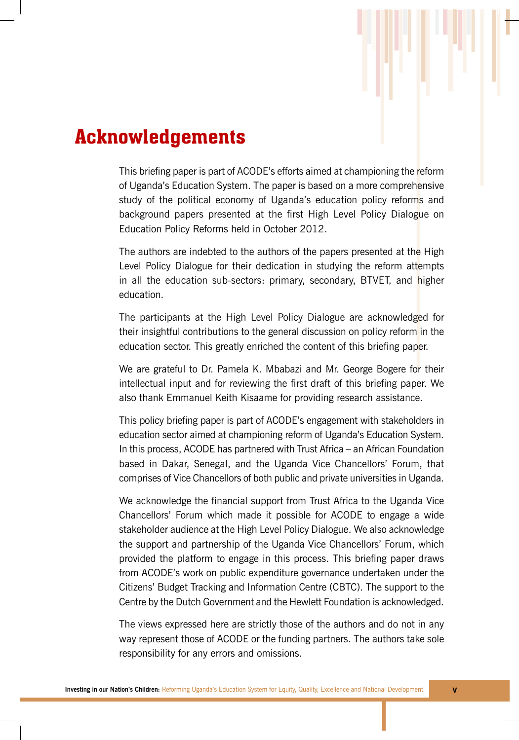# Acknowledgements

This briefing paper is part of ACODE's efforts aimed at championing the reform of Uganda's Education System. The paper is based on a more comprehensive study of the political economy of Uganda's education policy reforms and background papers presented at the first High Level Policy Dialogue on Education Policy Reforms held in October 2012.

The authors are indebted to the authors of the papers presented at the High Level Policy Dialogue for their dedication in studying the reform attempts in all the education sub-sectors: primary, secondary, BTVET, and higher education.

The participants at the High Level Policy Dialogue are acknowledged for their insightful contributions to the general discussion on policy reform in the education sector. This greatly enriched the content of this briefing paper.

We are grateful to Dr. Pamela K. Mbabazi and Mr. George Bogere for their intellectual input and for reviewing the first draft of this briefing paper. We also thank Emmanuel Keith Kisaame for providing research assistance.

This policy briefing paper is part of ACODE's engagement with stakeholders in education sector aimed at championing reform of Uganda's Education System. In this process, ACODE has partnered with Trust Africa – an African Foundation based in Dakar, Senegal, and the Uganda Vice Chancellors' Forum, that comprises of Vice Chancellors of both public and private universities in Uganda.

We acknowledge the financial support from Trust Africa to the Uganda Vice Chancellors' Forum which made it possible for ACODE to engage a wide stakeholder audience at the High Level Policy Dialogue. We also acknowledge the support and partnership of the Uganda Vice Chancellors' Forum, which provided the platform to engage in this process. This briefing paper draws from ACODE's work on public expenditure governance undertaken under the Citizens' Budget Tracking and Information Centre (CBTC). The support to the Centre by the Dutch Government and the Hewlett Foundation is acknowledged.

The views expressed here are strictly those of the authors and do not in any way represent those of ACODE or the funding partners. The authors take sole responsibility for any errors and omissions.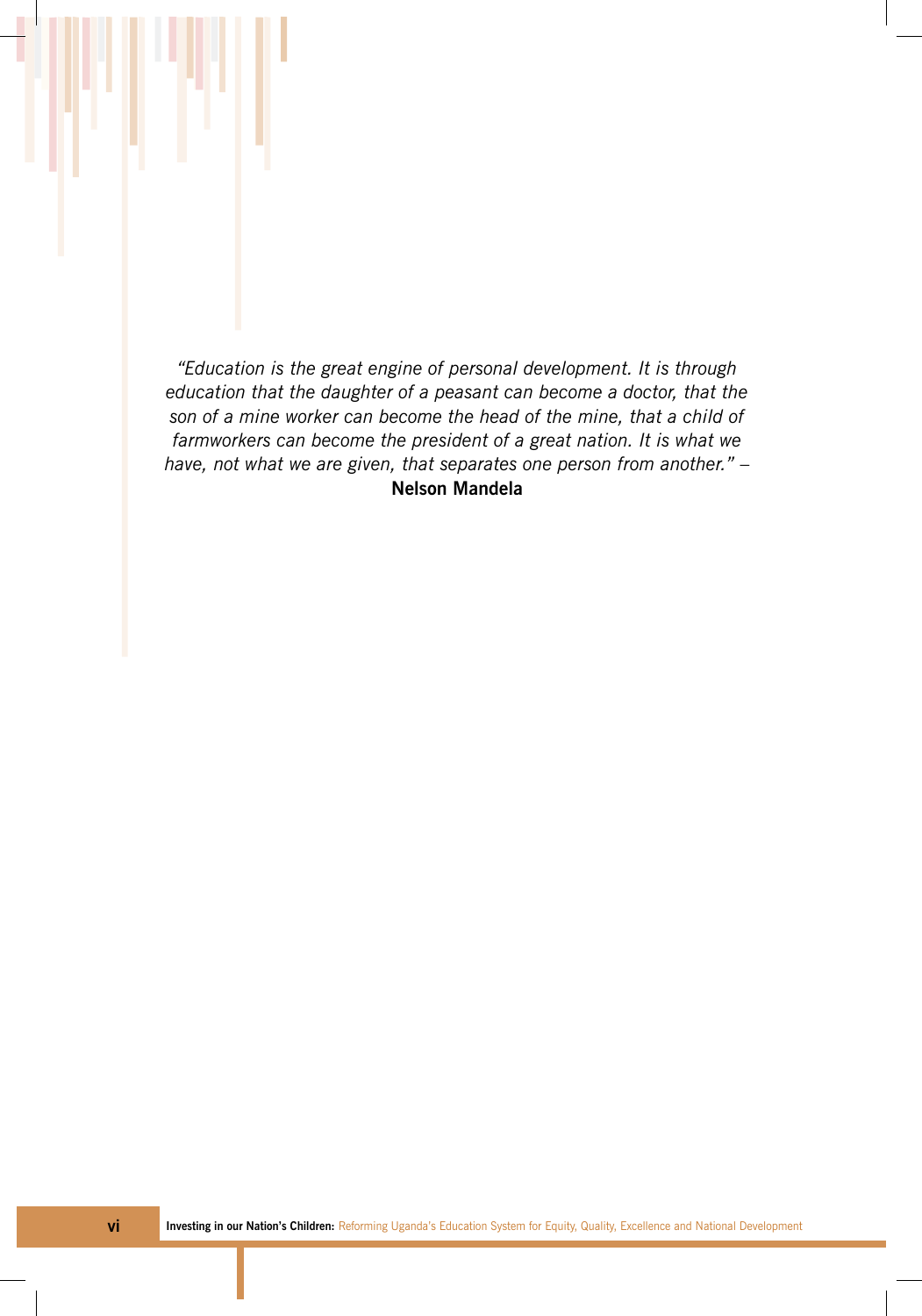*"Education is the great engine of personal development. It is through education that the daughter of a peasant can become a doctor, that the son of a mine worker can become the head of the mine, that a child of farmworkers can become the president of a great nation. It is what we have, not what we are given, that separates one person from another."* –
**Nelson Mandela**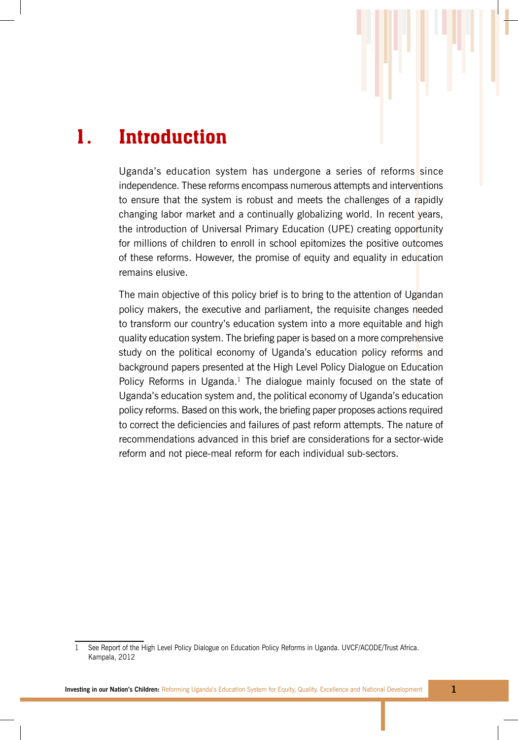# 1. Introduction

Uganda's education system has undergone a series of reforms since independence. These reforms encompass numerous attempts and interventions to ensure that the system is robust and meets the challenges of a rapidly changing labor market and a continually globalizing world. In recent years, the introduction of Universal Primary Education (UPE) creating opportunity for millions of children to enroll in school epitomizes the positive outcomes of these reforms. However, the promise of equity and equality in education remains elusive.

The main objective of this policy brief is to bring to the attention of Ugandan policy makers, the executive and parliament, the requisite changes needed to transform our country's education system into a more equitable and high quality education system. The briefing paper is based on a more comprehensive study on the political economy of Uganda's education policy reforms and background papers presented at the High Level Policy Dialogue on Education Policy Reforms in Uganda.[1] The dialogue mainly focused on the state of Uganda's education system and, the political economy of Uganda's education policy reforms. Based on this work, the briefing paper proposes actions required to correct the deficiencies and failures of past reform attempts. The nature of recommendations advanced in this brief are considerations for a sector-wide reform and not piece-meal reform for each individual sub-sectors.

---

1 See Report of the High Level Policy Dialogue on Education Policy Reforms in Uganda. UVCF/ACODE/Trust Africa. Kampala, 2012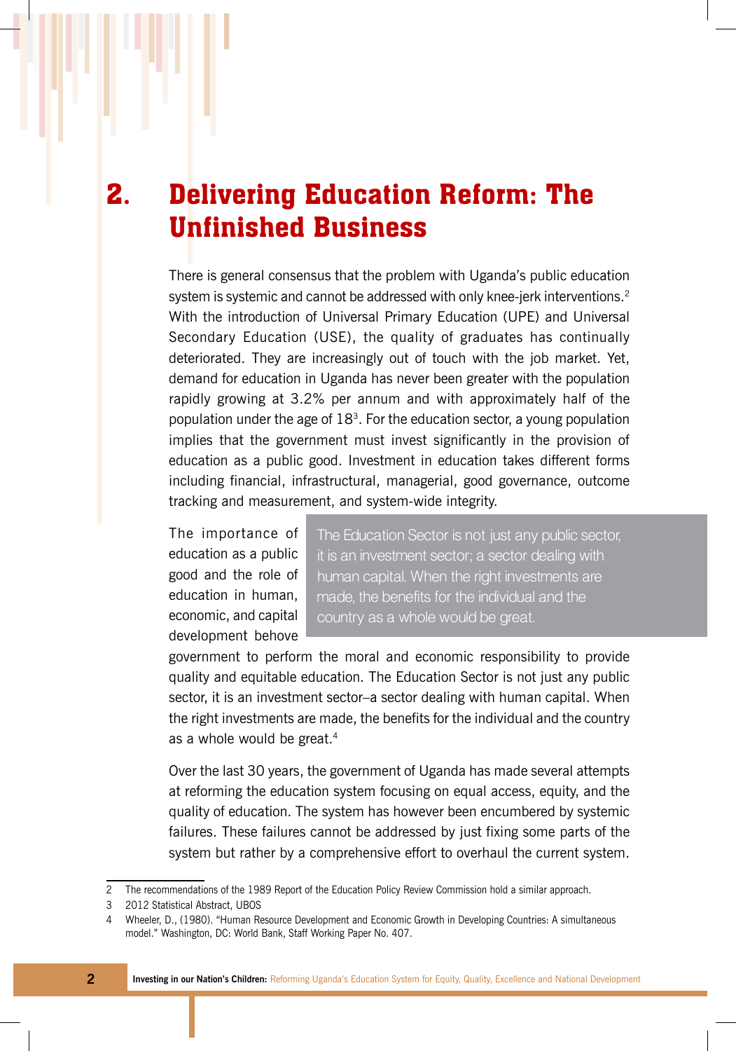# 2. Delivering Education Reform: The Unfinished Business

There is general consensus that the problem with Uganda's public education system is systemic and cannot be addressed with only knee-jerk interventions.[2] With the introduction of Universal Primary Education (UPE) and Universal Secondary Education (USE), the quality of graduates has continually deteriorated. They are increasingly out of touch with the job market. Yet, demand for education in Uganda has never been greater with the population rapidly growing at 3.2% per annum and with approximately half of the population under the age of 18[3]. For the education sector, a young population implies that the government must invest significantly in the provision of education as a public good. Investment in education takes different forms including financial, infrastructural, managerial, good governance, outcome tracking and measurement, and system-wide integrity.

> The Education Sector is not just any public sector, it is an investment sector; a sector dealing with human capital. When the right investments are made, the benefits for the individual and the country as a whole would be great.

The importance of education as a public good and the role of education in human, economic, and capital development behove government to perform the moral and economic responsibility to provide quality and equitable education. The Education Sector is not just any public sector, it is an investment sector–a sector dealing with human capital. When the right investments are made, the benefits for the individual and the country as a whole would be great.[4]

Over the last 30 years, the government of Uganda has made several attempts at reforming the education system focusing on equal access, equity, and the quality of education. The system has however been encumbered by systemic failures. These failures cannot be addressed by just fixing some parts of the system but rather by a comprehensive effort to overhaul the current system.

---

2 The recommendations of the 1989 Report of the Education Policy Review Commission hold a similar approach.

3 2012 Statistical Abstract, UBOS

4 Wheeler, D., (1980). "Human Resource Development and Economic Growth in Developing Countries: A simultaneous model." Washington, DC: World Bank, Staff Working Paper No. 407.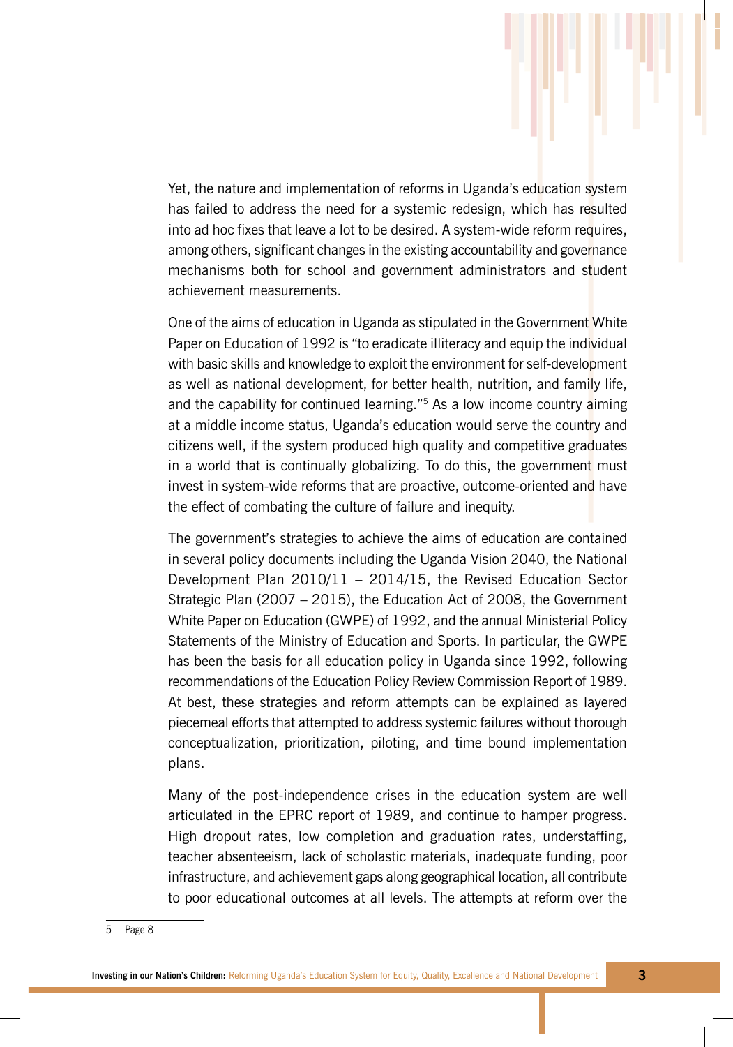Yet, the nature and implementation of reforms in Uganda's education system has failed to address the need for a systemic redesign, which has resulted into ad hoc fixes that leave a lot to be desired. A system-wide reform requires, among others, significant changes in the existing accountability and governance mechanisms both for school and government administrators and student achievement measurements.

One of the aims of education in Uganda as stipulated in the Government White Paper on Education of 1992 is "to eradicate illiteracy and equip the individual with basic skills and knowledge to exploit the environment for self-development as well as national development, for better health, nutrition, and family life, and the capability for continued learning."[5] As a low income country aiming at a middle income status, Uganda's education would serve the country and citizens well, if the system produced high quality and competitive graduates in a world that is continually globalizing. To do this, the government must invest in system-wide reforms that are proactive, outcome-oriented and have the effect of combating the culture of failure and inequity.

The government's strategies to achieve the aims of education are contained in several policy documents including the Uganda Vision 2040, the National Development Plan 2010/11 – 2014/15, the Revised Education Sector Strategic Plan (2007 – 2015), the Education Act of 2008, the Government White Paper on Education (GWPE) of 1992, and the annual Ministerial Policy Statements of the Ministry of Education and Sports. In particular, the GWPE has been the basis for all education policy in Uganda since 1992, following recommendations of the Education Policy Review Commission Report of 1989. At best, these strategies and reform attempts can be explained as layered piecemeal efforts that attempted to address systemic failures without thorough conceptualization, prioritization, piloting, and time bound implementation plans.

Many of the post-independence crises in the education system are well articulated in the EPRC report of 1989, and continue to hamper progress. High dropout rates, low completion and graduation rates, understaffing, teacher absenteeism, lack of scholastic materials, inadequate funding, poor infrastructure, and achievement gaps along geographical location, all contribute to poor educational outcomes at all levels. The attempts at reform over the

---

5 Page 8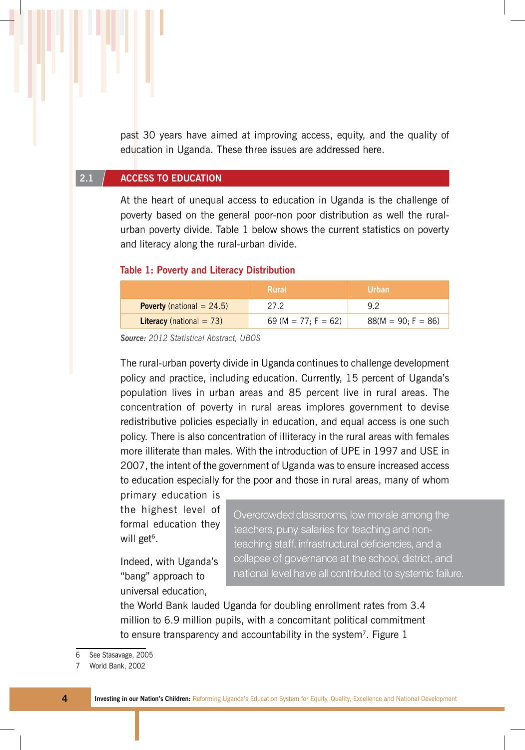past 30 years have aimed at improving access, equity, and the quality of education in Uganda. These three issues are addressed here.

## 2.1 ACCESS TO EDUCATION

At the heart of unequal access to education in Uganda is the challenge of poverty based on the general poor-non poor distribution as well the rural-urban poverty divide. Table 1 below shows the current statistics on poverty and literacy along the rural-urban divide.

**Table 1: Poverty and Literacy Distribution**

| | Rural | Urban |
|---|---|---|
| **Poverty** (national = 24.5) | 27.2 | 9.2 |
| **Literacy** (national = 73) | 69 (M = 77; F = 62) | 88(M = 90; F = 86) |

***Source:*** *2012 Statistical Abstract, UBOS*

The rural-urban poverty divide in Uganda continues to challenge development policy and practice, including education. Currently, 15 percent of Uganda's population lives in urban areas and 85 percent live in rural areas. The concentration of poverty in rural areas implores government to devise redistributive policies especially in education, and equal access is one such policy. There is also concentration of illiteracy in the rural areas with females more illiterate than males. With the introduction of UPE in 1997 and USE in 2007, the intent of the government of Uganda was to ensure increased access to education especially for the poor and those in rural areas, many of whom primary education is the highest level of formal education they will get[6].

> Overcrowded classrooms, low morale among the teachers, puny salaries for teaching and non-teaching staff, infrastructural deficiencies, and a collapse of governance at the school, district, and national level have all contributed to systemic failure.

Indeed, with Uganda's "bang" approach to universal education, the World Bank lauded Uganda for doubling enrollment rates from 3.4 million to 6.9 million pupils, with a concomitant political commitment to ensure transparency and accountability in the system[7]. Figure 1

6 See Stasavage, 2005

7 World Bank, 2002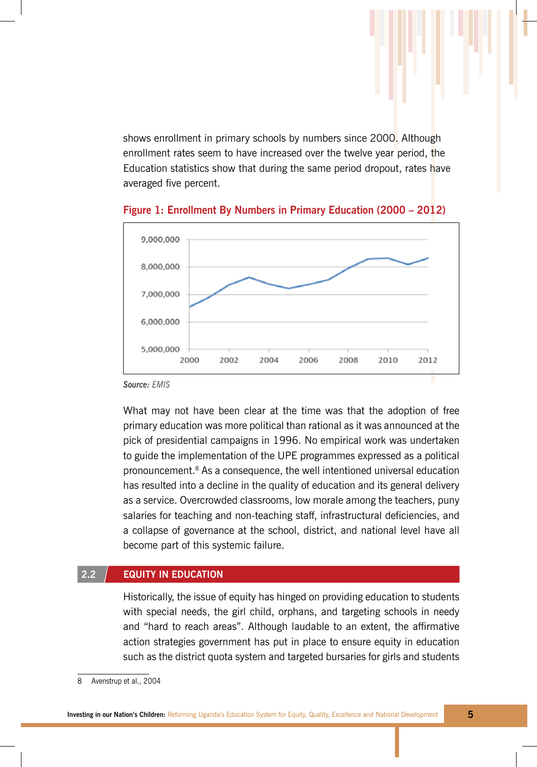shows enrollment in primary schools by numbers since 2000. Although enrollment rates seem to have increased over the twelve year period, the Education statistics show that during the same period dropout, rates have averaged five percent.

**Figure 1: Enrollment By Numbers in Primary Education (2000 – 2012)**

**Source:** *EMIS*

What may not have been clear at the time was that the adoption of free primary education was more political than rational as it was announced at the pick of presidential campaigns in 1996. No empirical work was undertaken to guide the implementation of the UPE programmes expressed as a political pronouncement.[8] As a consequence, the well intentioned universal education has resulted into a decline in the quality of education and its general delivery as a service. Overcrowded classrooms, low morale among the teachers, puny salaries for teaching and non-teaching staff, infrastructural deficiencies, and a collapse of governance at the school, district, and national level have all become part of this systemic failure.

## 2.2 EQUITY IN EDUCATION

Historically, the issue of equity has hinged on providing education to students with special needs, the girl child, orphans, and targeting schools in needy and "hard to reach areas". Although laudable to an extent, the affirmative action strategies government has put in place to ensure equity in education such as the district quota system and targeted bursaries for girls and students

8 Avenstrup et al., 2004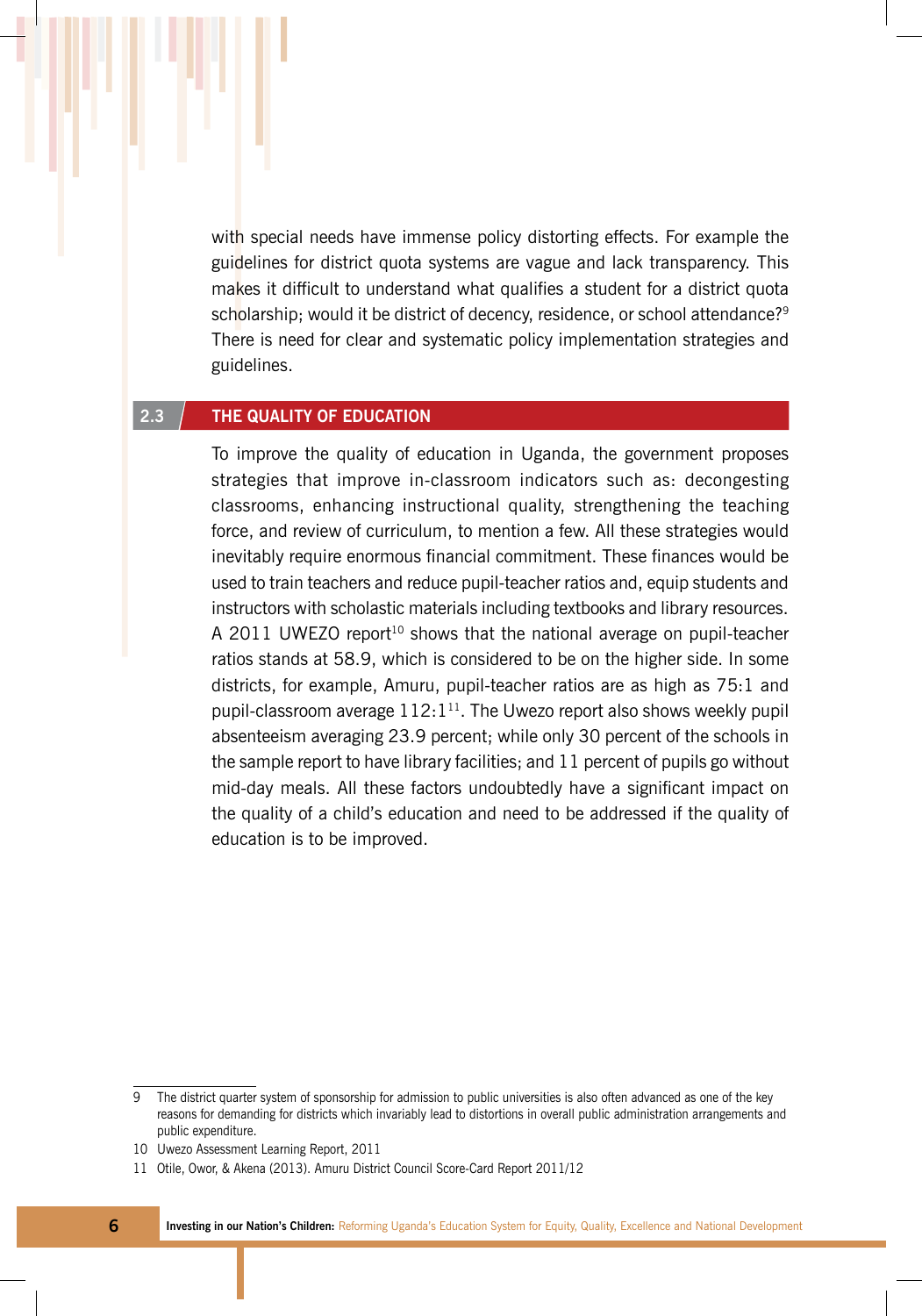with special needs have immense policy distorting effects. For example the guidelines for district quota systems are vague and lack transparency. This makes it difficult to understand what qualifies a student for a district quota scholarship; would it be district of decency, residence, or school attendance?[9] There is need for clear and systematic policy implementation strategies and guidelines.

## 2.3 THE QUALITY OF EDUCATION

To improve the quality of education in Uganda, the government proposes strategies that improve in-classroom indicators such as: decongesting classrooms, enhancing instructional quality, strengthening the teaching force, and review of curriculum, to mention a few. All these strategies would inevitably require enormous financial commitment. These finances would be used to train teachers and reduce pupil-teacher ratios and, equip students and instructors with scholastic materials including textbooks and library resources. A 2011 UWEZO report[10] shows that the national average on pupil-teacher ratios stands at 58.9, which is considered to be on the higher side. In some districts, for example, Amuru, pupil-teacher ratios are as high as 75:1 and pupil-classroom average 112:1[11]. The Uwezo report also shows weekly pupil absenteeism averaging 23.9 percent; while only 30 percent of the schools in the sample report to have library facilities; and 11 percent of pupils go without mid-day meals. All these factors undoubtedly have a significant impact on the quality of a child's education and need to be addressed if the quality of education is to be improved.

---

9 The district quarter system of sponsorship for admission to public universities is also often advanced as one of the key reasons for demanding for districts which invariably lead to distortions in overall public administration arrangements and public expenditure.

10 Uwezo Assessment Learning Report, 2011

11 Otile, Owor, & Akena (2013). Amuru District Council Score-Card Report 2011/12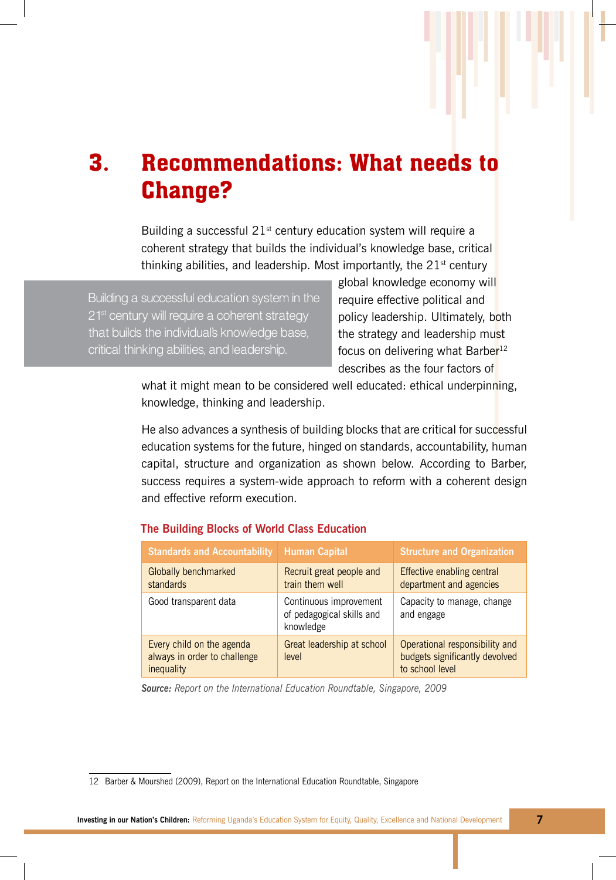# 3. Recommendations: What needs to Change?

Building a successful 21st century education system will require a coherent strategy that builds the individual's knowledge base, critical thinking abilities, and leadership. Most importantly, the 21st century global knowledge economy will require effective political and policy leadership. Ultimately, both the strategy and leadership must focus on delivering what Barber[12] describes as the four factors of what it might mean to be considered well educated: ethical underpinning, knowledge, thinking and leadership.

> Building a successful education system in the 21st century will require a coherent strategy that builds the individual's knowledge base, critical thinking abilities, and leadership.

He also advances a synthesis of building blocks that are critical for successful education systems for the future, hinged on standards, accountability, human capital, structure and organization as shown below. According to Barber, success requires a system-wide approach to reform with a coherent design and effective reform execution.

**The Building Blocks of World Class Education**

| Standards and Accountability | Human Capital | Structure and Organization |
|---|---|---|
| Globally benchmarked standards | Recruit great people and train them well | Effective enabling central department and agencies |
| Good transparent data | Continuous improvement of pedagogical skills and knowledge | Capacity to manage, change and engage |
| Every child on the agenda always in order to challenge inequality | Great leadership at school level | Operational responsibility and budgets significantly devolved to school level |

***Source:*** *Report on the International Education Roundtable, Singapore, 2009*

12 Barber & Mourshed (2009), Report on the International Education Roundtable, Singapore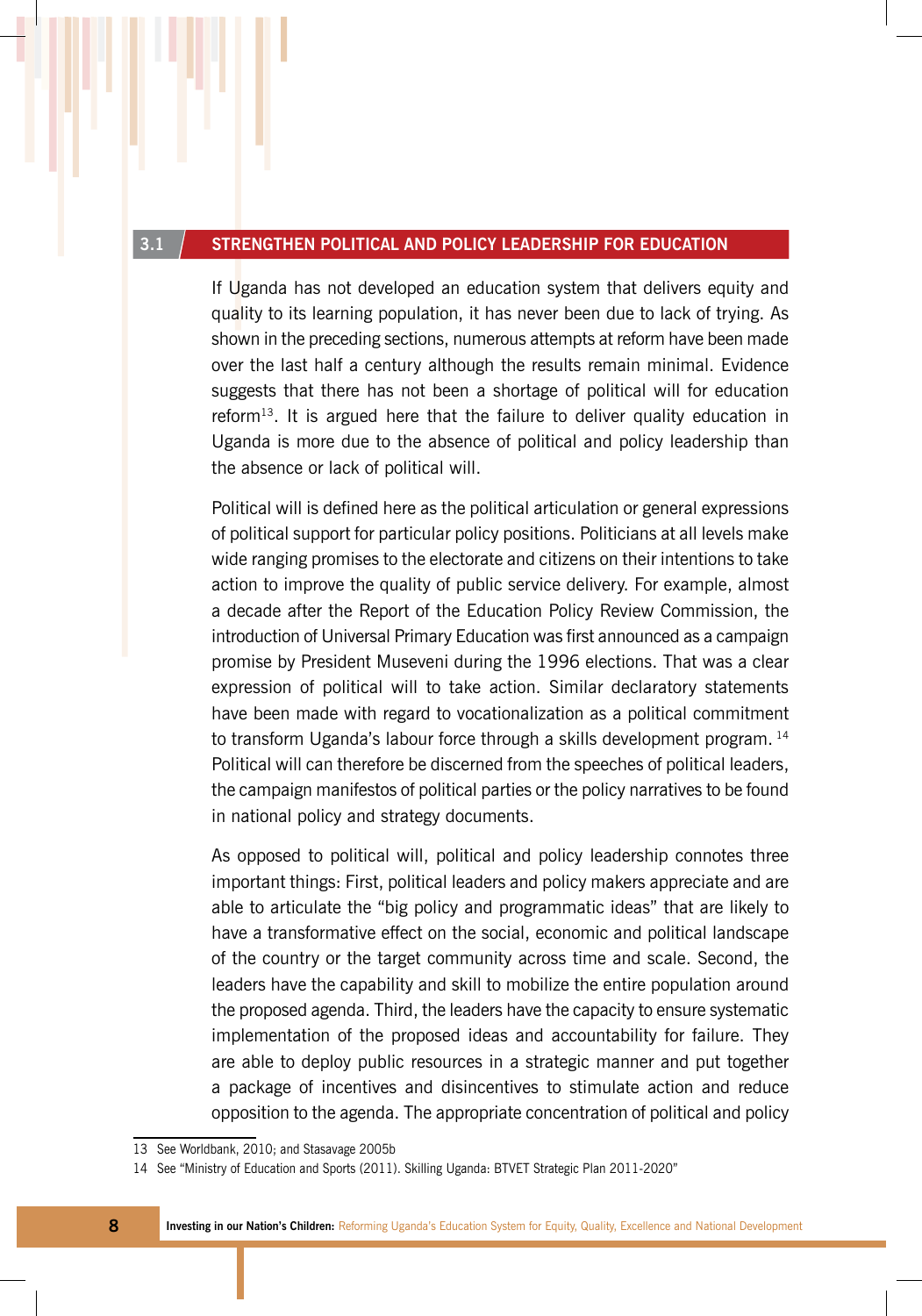## 3.1 STRENGTHEN POLITICAL AND POLICY LEADERSHIP FOR EDUCATION

If Uganda has not developed an education system that delivers equity and quality to its learning population, it has never been due to lack of trying. As shown in the preceding sections, numerous attempts at reform have been made over the last half a century although the results remain minimal. Evidence suggests that there has not been a shortage of political will for education reform[13]. It is argued here that the failure to deliver quality education in Uganda is more due to the absence of political and policy leadership than the absence or lack of political will.

Political will is defined here as the political articulation or general expressions of political support for particular policy positions. Politicians at all levels make wide ranging promises to the electorate and citizens on their intentions to take action to improve the quality of public service delivery. For example, almost a decade after the Report of the Education Policy Review Commission, the introduction of Universal Primary Education was first announced as a campaign promise by President Museveni during the 1996 elections. That was a clear expression of political will to take action. Similar declaratory statements have been made with regard to vocationalization as a political commitment to transform Uganda's labour force through a skills development program. [14] Political will can therefore be discerned from the speeches of political leaders, the campaign manifestos of political parties or the policy narratives to be found in national policy and strategy documents.

As opposed to political will, political and policy leadership connotes three important things: First, political leaders and policy makers appreciate and are able to articulate the "big policy and programmatic ideas" that are likely to have a transformative effect on the social, economic and political landscape of the country or the target community across time and scale. Second, the leaders have the capability and skill to mobilize the entire population around the proposed agenda. Third, the leaders have the capacity to ensure systematic implementation of the proposed ideas and accountability for failure. They are able to deploy public resources in a strategic manner and put together a package of incentives and disincentives to stimulate action and reduce opposition to the agenda. The appropriate concentration of political and policy

13 See Worldbank, 2010; and Stasavage 2005b

14 See "Ministry of Education and Sports (2011). Skilling Uganda: BTVET Strategic Plan 2011-2020"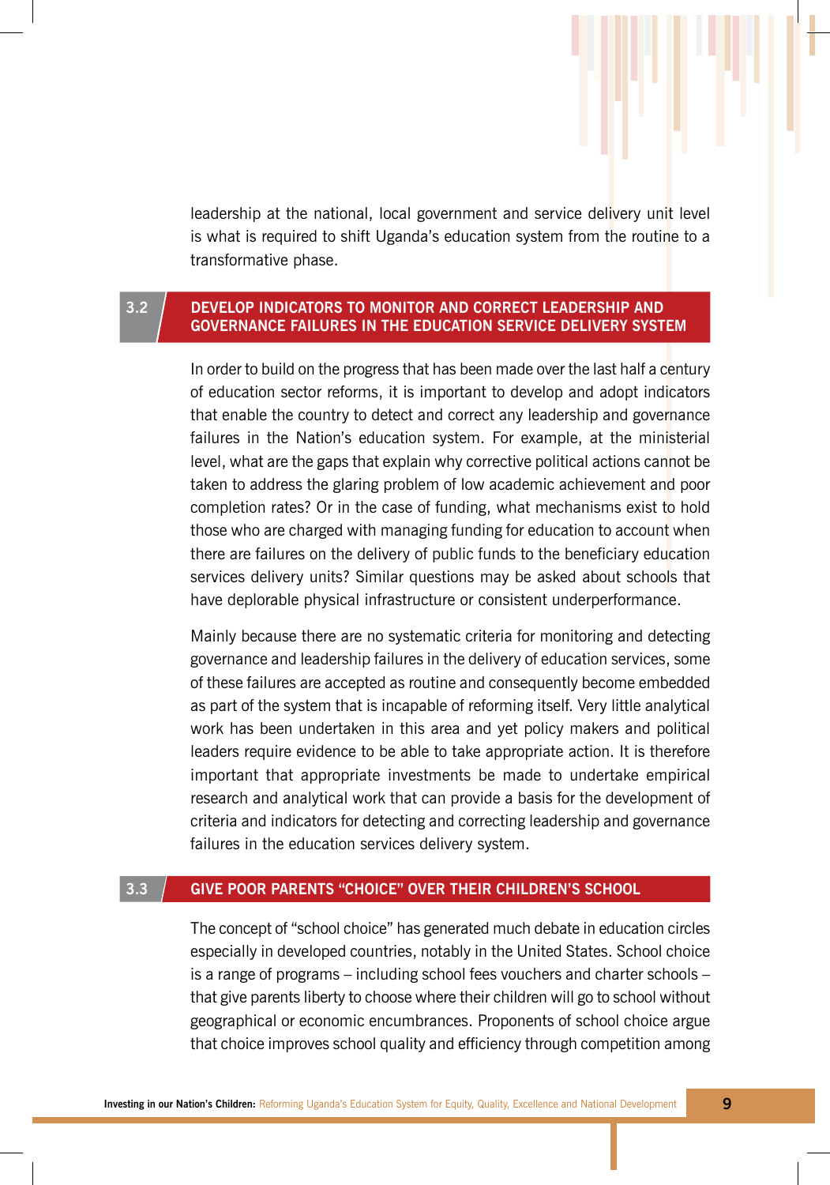leadership at the national, local government and service delivery unit level is what is required to shift Uganda's education system from the routine to a transformative phase.

## 3.2 DEVELOP INDICATORS TO MONITOR AND CORRECT LEADERSHIP AND GOVERNANCE FAILURES IN THE EDUCATION SERVICE DELIVERY SYSTEM

In order to build on the progress that has been made over the last half a century of education sector reforms, it is important to develop and adopt indicators that enable the country to detect and correct any leadership and governance failures in the Nation's education system. For example, at the ministerial level, what are the gaps that explain why corrective political actions cannot be taken to address the glaring problem of low academic achievement and poor completion rates? Or in the case of funding, what mechanisms exist to hold those who are charged with managing funding for education to account when there are failures on the delivery of public funds to the beneficiary education services delivery units? Similar questions may be asked about schools that have deplorable physical infrastructure or consistent underperformance.

Mainly because there are no systematic criteria for monitoring and detecting governance and leadership failures in the delivery of education services, some of these failures are accepted as routine and consequently become embedded as part of the system that is incapable of reforming itself. Very little analytical work has been undertaken in this area and yet policy makers and political leaders require evidence to be able to take appropriate action. It is therefore important that appropriate investments be made to undertake empirical research and analytical work that can provide a basis for the development of criteria and indicators for detecting and correcting leadership and governance failures in the education services delivery system.

## 3.3 GIVE POOR PARENTS "CHOICE" OVER THEIR CHILDREN'S SCHOOL

The concept of "school choice" has generated much debate in education circles especially in developed countries, notably in the United States. School choice is a range of programs – including school fees vouchers and charter schools – that give parents liberty to choose where their children will go to school without geographical or economic encumbrances. Proponents of school choice argue that choice improves school quality and efficiency through competition among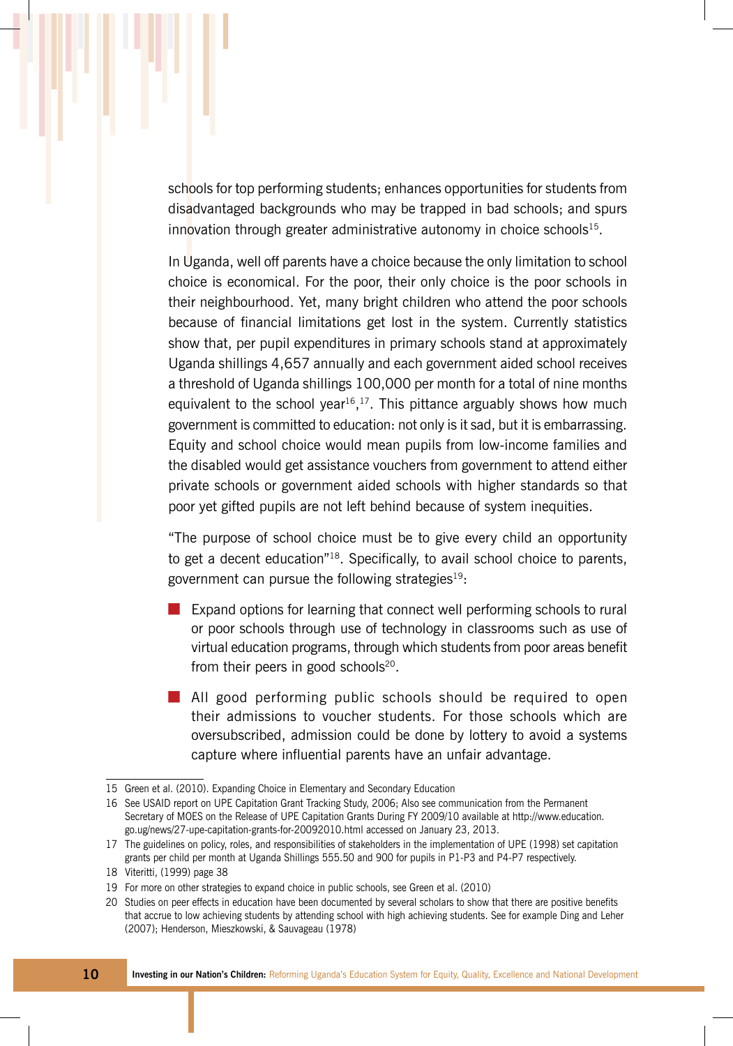schools for top performing students; enhances opportunities for students from disadvantaged backgrounds who may be trapped in bad schools; and spurs innovation through greater administrative autonomy in choice schools[15].

In Uganda, well off parents have a choice because the only limitation to school choice is economical. For the poor, their only choice is the poor schools in their neighbourhood. Yet, many bright children who attend the poor schools because of financial limitations get lost in the system. Currently statistics show that, per pupil expenditures in primary schools stand at approximately Uganda shillings 4,657 annually and each government aided school receives a threshold of Uganda shillings 100,000 per month for a total of nine months equivalent to the school year[16],[17]. This pittance arguably shows how much government is committed to education: not only is it sad, but it is embarrassing. Equity and school choice would mean pupils from low-income families and the disabled would get assistance vouchers from government to attend either private schools or government aided schools with higher standards so that poor yet gifted pupils are not left behind because of system inequities.

"The purpose of school choice must be to give every child an opportunity to get a decent education"[18]. Specifically, to avail school choice to parents, government can pursue the following strategies[19]:

- Expand options for learning that connect well performing schools to rural or poor schools through use of technology in classrooms such as use of virtual education programs, through which students from poor areas benefit from their peers in good schools[20].
- All good performing public schools should be required to open their admissions to voucher students. For those schools which are oversubscribed, admission could be done by lottery to avoid a systems capture where influential parents have an unfair advantage.

---

15 Green et al. (2010). Expanding Choice in Elementary and Secondary Education

16 See USAID report on UPE Capitation Grant Tracking Study, 2006; Also see communication from the Permanent Secretary of MOES on the Release of UPE Capitation Grants During FY 2009/10 available at http://www.education.go.ug/news/27-upe-capitation-grants-for-20092010.html accessed on January 23, 2013.

17 The guidelines on policy, roles, and responsibilities of stakeholders in the implementation of UPE (1998) set capitation grants per child per month at Uganda Shillings 555.50 and 900 for pupils in P1-P3 and P4-P7 respectively.

18 Viteritti, (1999) page 38

19 For more on other strategies to expand choice in public schools, see Green et al. (2010)

20 Studies on peer effects in education have been documented by several scholars to show that there are positive benefits that accrue to low achieving students by attending school with high achieving students. See for example Ding and Leher (2007); Henderson, Mieszkowski, & Sauvageau (1978)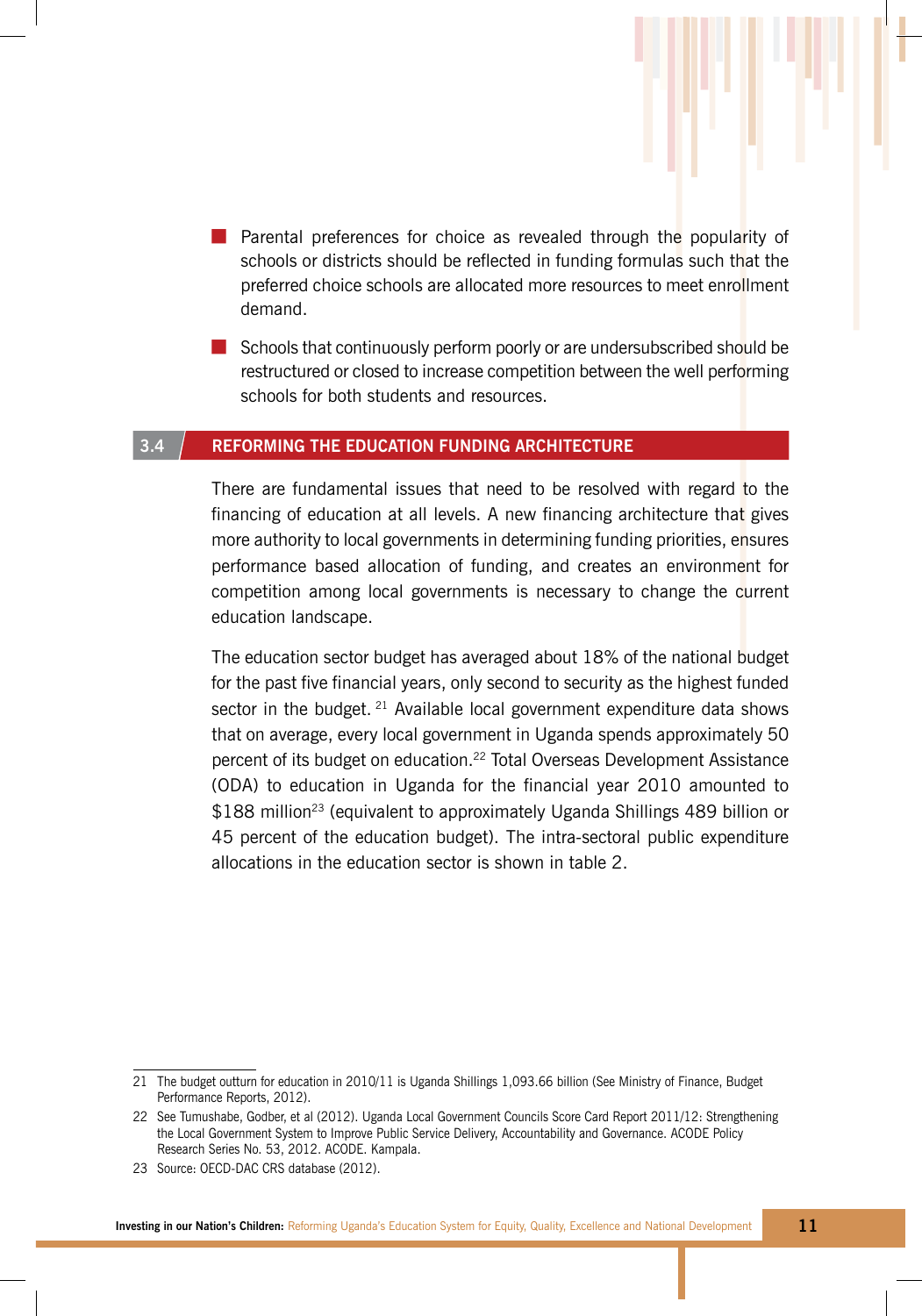- Parental preferences for choice as revealed through the popularity of schools or districts should be reflected in funding formulas such that the preferred choice schools are allocated more resources to meet enrollment demand.
- Schools that continuously perform poorly or are undersubscribed should be restructured or closed to increase competition between the well performing schools for both students and resources.

## 3.4 REFORMING THE EDUCATION FUNDING ARCHITECTURE

There are fundamental issues that need to be resolved with regard to the financing of education at all levels. A new financing architecture that gives more authority to local governments in determining funding priorities, ensures performance based allocation of funding, and creates an environment for competition among local governments is necessary to change the current education landscape.

The education sector budget has averaged about 18% of the national budget for the past five financial years, only second to security as the highest funded sector in the budget. [21] Available local government expenditure data shows that on average, every local government in Uganda spends approximately 50 percent of its budget on education.[22] Total Overseas Development Assistance (ODA) to education in Uganda for the financial year 2010 amounted to $188 million[23] (equivalent to approximately Uganda Shillings 489 billion or 45 percent of the education budget). The intra-sectoral public expenditure allocations in the education sector is shown in table 2.

---

21 The budget outturn for education in 2010/11 is Uganda Shillings 1,093.66 billion (See Ministry of Finance, Budget Performance Reports, 2012).

22 See Tumushabe, Godber, et al (2012). Uganda Local Government Councils Score Card Report 2011/12: Strengthening the Local Government System to Improve Public Service Delivery, Accountability and Governance. ACODE Policy Research Series No. 53, 2012. ACODE. Kampala.

23 Source: OECD-DAC CRS database (2012).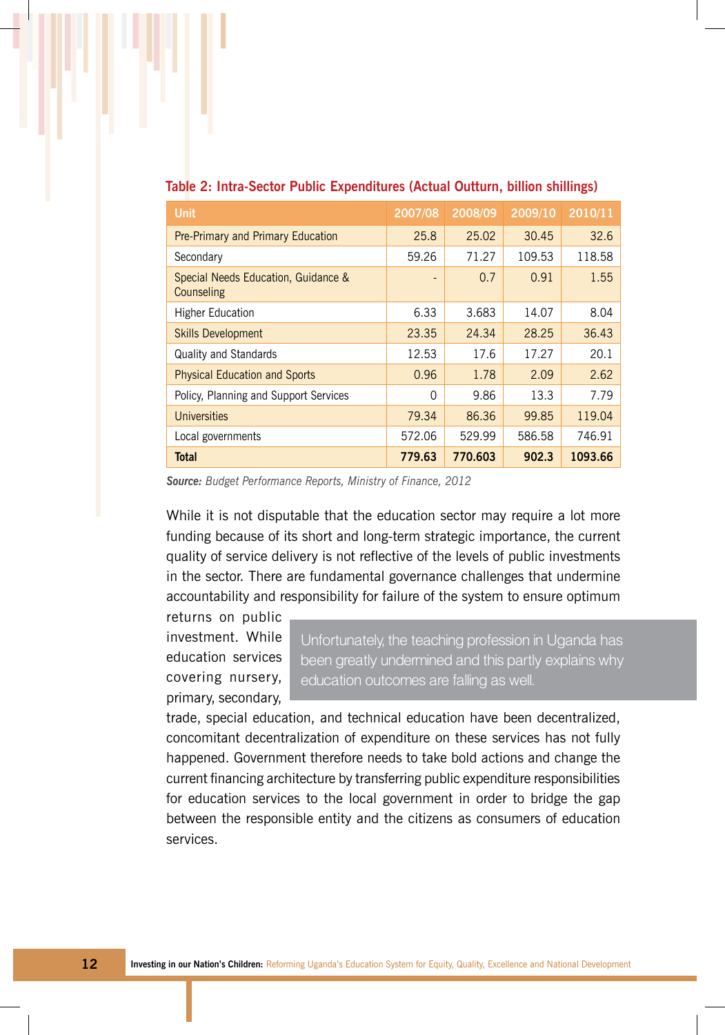**Table 2: Intra-Sector Public Expenditures (Actual Outturn, billion shillings)**

| Unit | 2007/08 | 2008/09 | 2009/10 | 2010/11 |
|---|---|---|---|---|
| Pre-Primary and Primary Education | 25.8 | 25.02 | 30.45 | 32.6 |
| Secondary | 59.26 | 71.27 | 109.53 | 118.58 |
| Special Needs Education, Guidance & Counseling | - | 0.7 | 0.91 | 1.55 |
| Higher Education | 6.33 | 3.683 | 14.07 | 8.04 |
| Skills Development | 23.35 | 24.34 | 28.25 | 36.43 |
| Quality and Standards | 12.53 | 17.6 | 17.27 | 20.1 |
| Physical Education and Sports | 0.96 | 1.78 | 2.09 | 2.62 |
| Policy, Planning and Support Services | 0 | 9.86 | 13.3 | 7.79 |
| Universities | 79.34 | 86.36 | 99.85 | 119.04 |
| Local governments | 572.06 | 529.99 | 586.58 | 746.91 |
| **Total** | **779.63** | **770.603** | **902.3** | **1093.66** |

***Source:*** *Budget Performance Reports, Ministry of Finance, 2012*

While it is not disputable that the education sector may require a lot more funding because of its short and long-term strategic importance, the current quality of service delivery is not reflective of the levels of public investments in the sector. There are fundamental governance challenges that undermine accountability and responsibility for failure of the system to ensure optimum returns on public investment. While education services covering nursery, primary, secondary, trade, special education, and technical education have been decentralized, concomitant decentralization of expenditure on these services has not fully happened. Government therefore needs to take bold actions and change the current financing architecture by transferring public expenditure responsibilities for education services to the local government in order to bridge the gap between the responsible entity and the citizens as consumers of education services.

> Unfortunately, the teaching profession in Uganda has been greatly undermined and this partly explains why education outcomes are falling as well.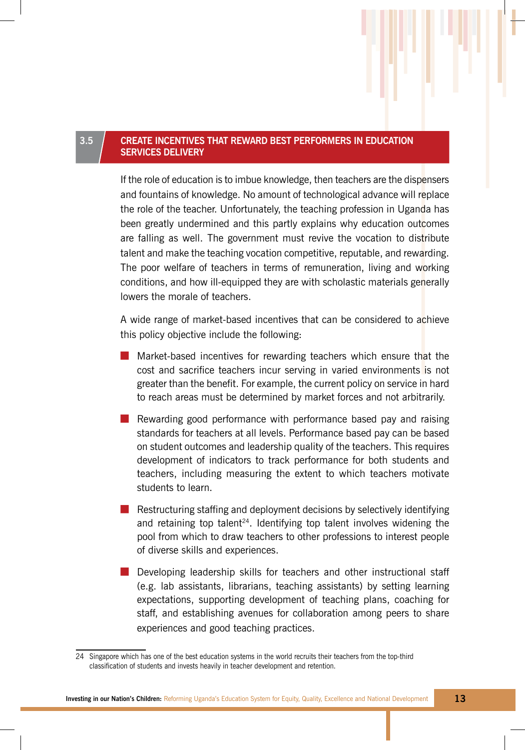## 3.5 CREATE INCENTIVES THAT REWARD BEST PERFORMERS IN EDUCATION SERVICES DELIVERY

If the role of education is to imbue knowledge, then teachers are the dispensers and fountains of knowledge. No amount of technological advance will replace the role of the teacher. Unfortunately, the teaching profession in Uganda has been greatly undermined and this partly explains why education outcomes are falling as well. The government must revive the vocation to distribute talent and make the teaching vocation competitive, reputable, and rewarding. The poor welfare of teachers in terms of remuneration, living and working conditions, and how ill-equipped they are with scholastic materials generally lowers the morale of teachers.

A wide range of market-based incentives that can be considered to achieve this policy objective include the following:

- Market-based incentives for rewarding teachers which ensure that the cost and sacrifice teachers incur serving in varied environments is not greater than the benefit. For example, the current policy on service in hard to reach areas must be determined by market forces and not arbitrarily.
- Rewarding good performance with performance based pay and raising standards for teachers at all levels. Performance based pay can be based on student outcomes and leadership quality of the teachers. This requires development of indicators to track performance for both students and teachers, including measuring the extent to which teachers motivate students to learn.
- Restructuring staffing and deployment decisions by selectively identifying and retaining top talent[24]. Identifying top talent involves widening the pool from which to draw teachers to other professions to interest people of diverse skills and experiences.
- Developing leadership skills for teachers and other instructional staff (e.g. lab assistants, librarians, teaching assistants) by setting learning expectations, supporting development of teaching plans, coaching for staff, and establishing avenues for collaboration among peers to share experiences and good teaching practices.

24 Singapore which has one of the best education systems in the world recruits their teachers from the top-third classification of students and invests heavily in teacher development and retention.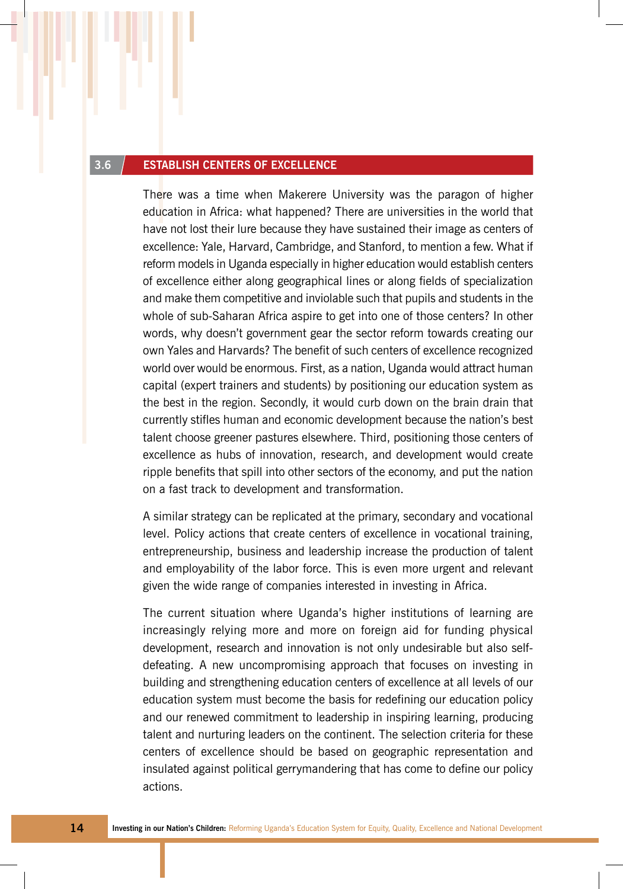## 3.6 ESTABLISH CENTERS OF EXCELLENCE

There was a time when Makerere University was the paragon of higher education in Africa: what happened? There are universities in the world that have not lost their lure because they have sustained their image as centers of excellence: Yale, Harvard, Cambridge, and Stanford, to mention a few. What if reform models in Uganda especially in higher education would establish centers of excellence either along geographical lines or along fields of specialization and make them competitive and inviolable such that pupils and students in the whole of sub-Saharan Africa aspire to get into one of those centers? In other words, why doesn't government gear the sector reform towards creating our own Yales and Harvards? The benefit of such centers of excellence recognized world over would be enormous. First, as a nation, Uganda would attract human capital (expert trainers and students) by positioning our education system as the best in the region. Secondly, it would curb down on the brain drain that currently stifles human and economic development because the nation's best talent choose greener pastures elsewhere. Third, positioning those centers of excellence as hubs of innovation, research, and development would create ripple benefits that spill into other sectors of the economy, and put the nation on a fast track to development and transformation.

A similar strategy can be replicated at the primary, secondary and vocational level. Policy actions that create centers of excellence in vocational training, entrepreneurship, business and leadership increase the production of talent and employability of the labor force. This is even more urgent and relevant given the wide range of companies interested in investing in Africa.

The current situation where Uganda's higher institutions of learning are increasingly relying more and more on foreign aid for funding physical development, research and innovation is not only undesirable but also self-defeating. A new uncompromising approach that focuses on investing in building and strengthening education centers of excellence at all levels of our education system must become the basis for redefining our education policy and our renewed commitment to leadership in inspiring learning, producing talent and nurturing leaders on the continent. The selection criteria for these centers of excellence should be based on geographic representation and insulated against political gerrymandering that has come to define our policy actions.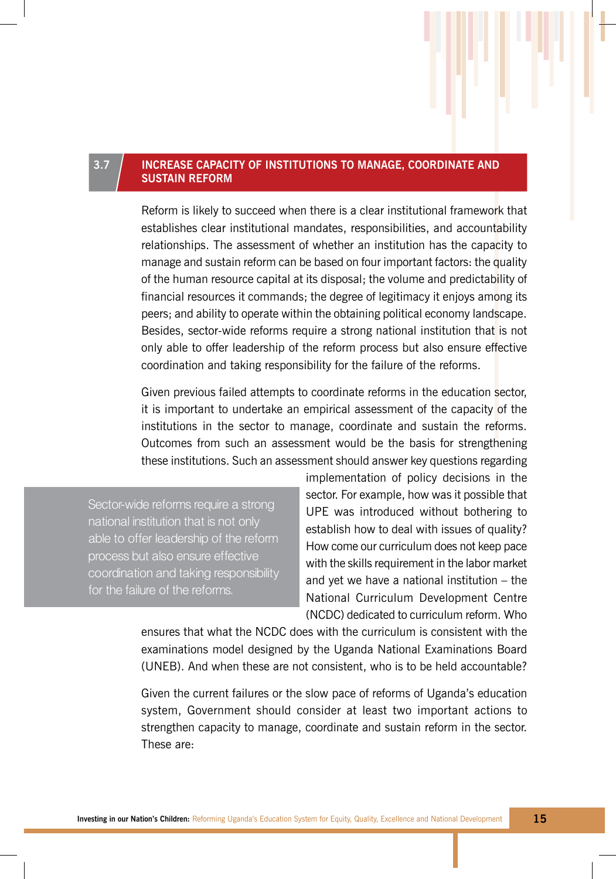## 3.7 INCREASE CAPACITY OF INSTITUTIONS TO MANAGE, COORDINATE AND SUSTAIN REFORM

Reform is likely to succeed when there is a clear institutional framework that establishes clear institutional mandates, responsibilities, and accountability relationships. The assessment of whether an institution has the capacity to manage and sustain reform can be based on four important factors: the quality of the human resource capital at its disposal; the volume and predictability of financial resources it commands; the degree of legitimacy it enjoys among its peers; and ability to operate within the obtaining political economy landscape. Besides, sector-wide reforms require a strong national institution that is not only able to offer leadership of the reform process but also ensure effective coordination and taking responsibility for the failure of the reforms.

Given previous failed attempts to coordinate reforms in the education sector, it is important to undertake an empirical assessment of the capacity of the institutions in the sector to manage, coordinate and sustain the reforms. Outcomes from such an assessment would be the basis for strengthening these institutions. Such an assessment should answer key questions regarding implementation of policy decisions in the sector. For example, how was it possible that UPE was introduced without bothering to establish how to deal with issues of quality? How come our curriculum does not keep pace with the skills requirement in the labor market and yet we have a national institution – the National Curriculum Development Centre (NCDC) dedicated to curriculum reform. Who ensures that what the NCDC does with the curriculum is consistent with the examinations model designed by the Uganda National Examinations Board (UNEB). And when these are not consistent, who is to be held accountable?

> Sector-wide reforms require a strong national institution that is not only able to offer leadership of the reform process but also ensure effective coordination and taking responsibility for the failure of the reforms.

Given the current failures or the slow pace of reforms of Uganda's education system, Government should consider at least two important actions to strengthen capacity to manage, coordinate and sustain reform in the sector. These are: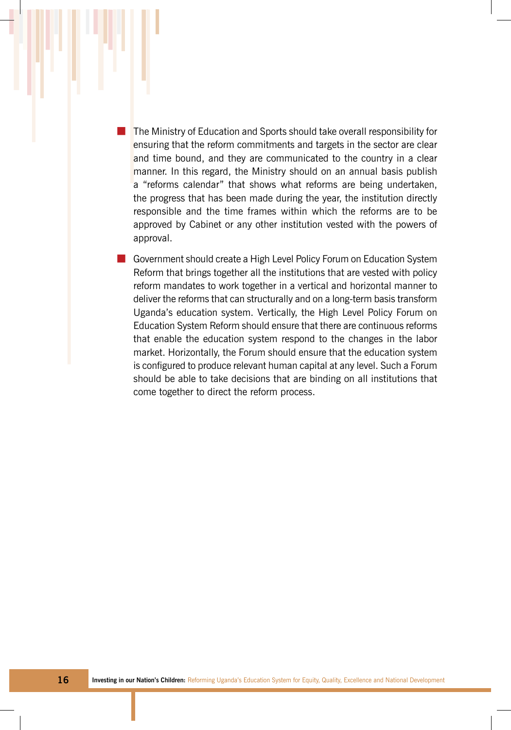- The Ministry of Education and Sports should take overall responsibility for ensuring that the reform commitments and targets in the sector are clear and time bound, and they are communicated to the country in a clear manner. In this regard, the Ministry should on an annual basis publish a "reforms calendar" that shows what reforms are being undertaken, the progress that has been made during the year, the institution directly responsible and the time frames within which the reforms are to be approved by Cabinet or any other institution vested with the powers of approval.

- Government should create a High Level Policy Forum on Education System Reform that brings together all the institutions that are vested with policy reform mandates to work together in a vertical and horizontal manner to deliver the reforms that can structurally and on a long-term basis transform Uganda's education system. Vertically, the High Level Policy Forum on Education System Reform should ensure that there are continuous reforms that enable the education system respond to the changes in the labor market. Horizontally, the Forum should ensure that the education system is configured to produce relevant human capital at any level. Such a Forum should be able to take decisions that are binding on all institutions that come together to direct the reform process.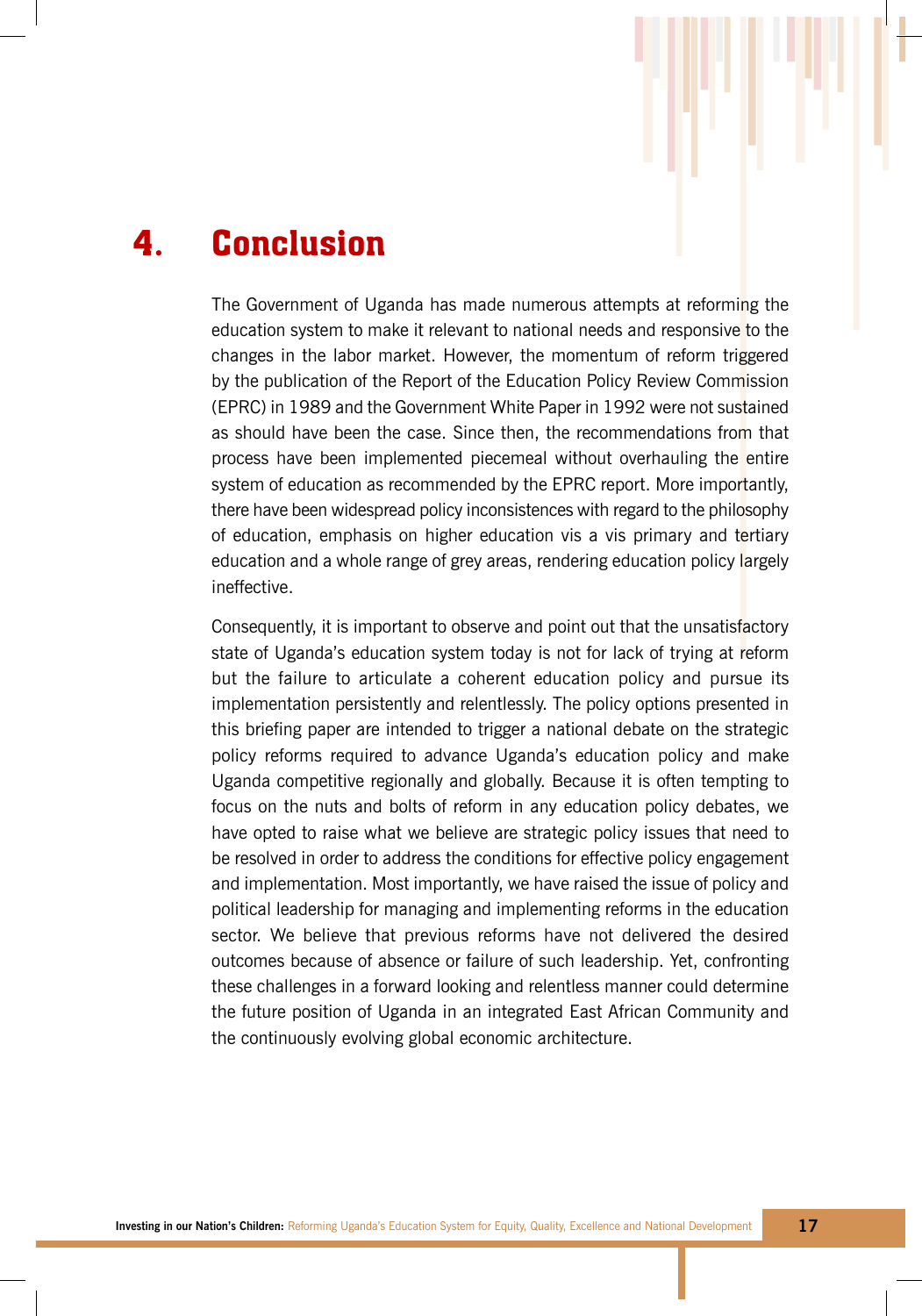# 4. Conclusion

The Government of Uganda has made numerous attempts at reforming the education system to make it relevant to national needs and responsive to the changes in the labor market. However, the momentum of reform triggered by the publication of the Report of the Education Policy Review Commission (EPRC) in 1989 and the Government White Paper in 1992 were not sustained as should have been the case. Since then, the recommendations from that process have been implemented piecemeal without overhauling the entire system of education as recommended by the EPRC report. More importantly, there have been widespread policy inconsistences with regard to the philosophy of education, emphasis on higher education vis a vis primary and tertiary education and a whole range of grey areas, rendering education policy largely ineffective.

Consequently, it is important to observe and point out that the unsatisfactory state of Uganda's education system today is not for lack of trying at reform but the failure to articulate a coherent education policy and pursue its implementation persistently and relentlessly. The policy options presented in this briefing paper are intended to trigger a national debate on the strategic policy reforms required to advance Uganda's education policy and make Uganda competitive regionally and globally. Because it is often tempting to focus on the nuts and bolts of reform in any education policy debates, we have opted to raise what we believe are strategic policy issues that need to be resolved in order to address the conditions for effective policy engagement and implementation. Most importantly, we have raised the issue of policy and political leadership for managing and implementing reforms in the education sector. We believe that previous reforms have not delivered the desired outcomes because of absence or failure of such leadership. Yet, confronting these challenges in a forward looking and relentless manner could determine the future position of Uganda in an integrated East African Community and the continuously evolving global economic architecture.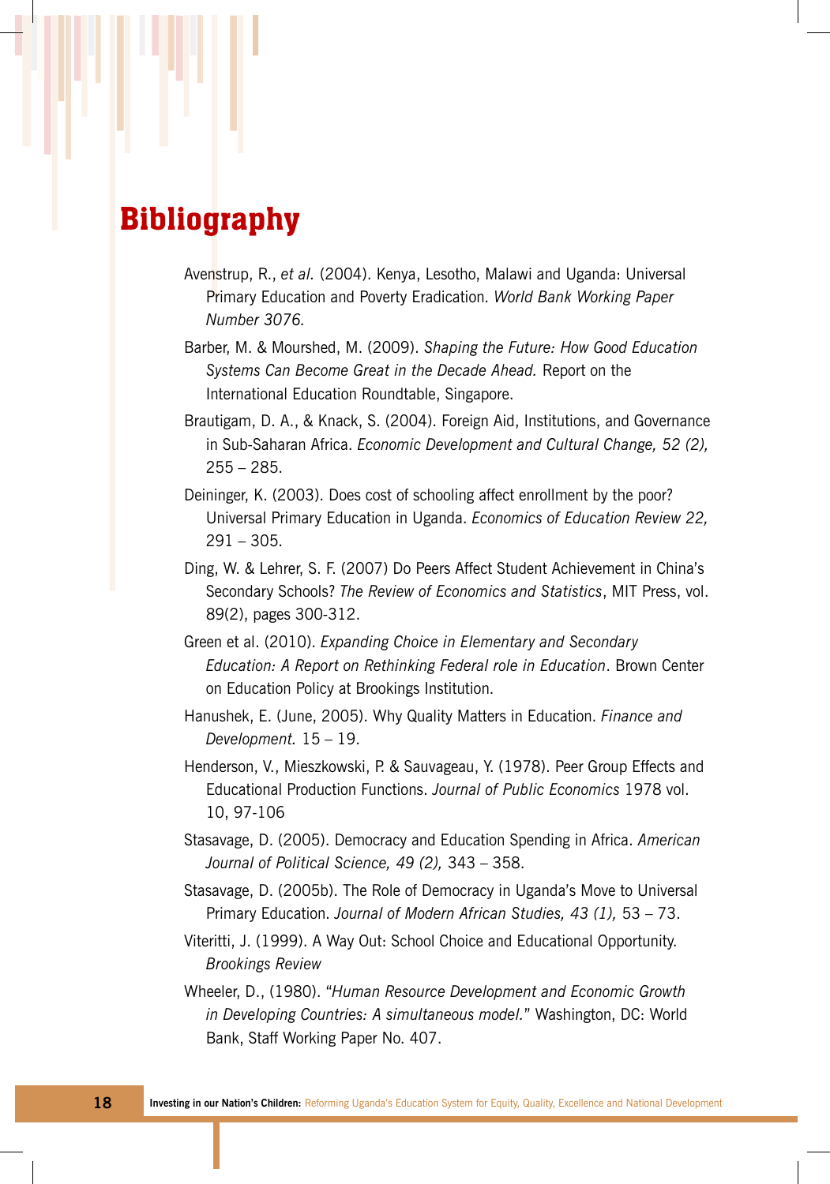# Bibliography

Avenstrup, R., *et al.* (2004). Kenya, Lesotho, Malawi and Uganda: Universal Primary Education and Poverty Eradication. *World Bank Working Paper Number 3076.*

Barber, M. & Mourshed, M. (2009). *Shaping the Future: How Good Education Systems Can Become Great in the Decade Ahead.* Report on the International Education Roundtable, Singapore.

Brautigam, D. A., & Knack, S. (2004). Foreign Aid, Institutions, and Governance in Sub-Saharan Africa. *Economic Development and Cultural Change, 52 (2),* 255 – 285.

Deininger, K. (2003). Does cost of schooling affect enrollment by the poor? Universal Primary Education in Uganda. *Economics of Education Review 22,* 291 – 305.

Ding, W. & Lehrer, S. F. (2007) Do Peers Affect Student Achievement in China's Secondary Schools? *The Review of Economics and Statistics*, MIT Press, vol. 89(2), pages 300-312.

Green et al. (2010). *Expanding Choice in Elementary and Secondary Education: A Report on Rethinking Federal role in Education*. Brown Center on Education Policy at Brookings Institution.

Hanushek, E. (June, 2005). Why Quality Matters in Education. *Finance and Development.* 15 – 19.

Henderson, V., Mieszkowski, P. & Sauvageau, Y. (1978). Peer Group Effects and Educational Production Functions. *Journal of Public Economics* 1978 vol. 10, 97-106

Stasavage, D. (2005). Democracy and Education Spending in Africa. *American Journal of Political Science, 49 (2),* 343 – 358.

Stasavage, D. (2005b). The Role of Democracy in Uganda's Move to Universal Primary Education. *Journal of Modern African Studies, 43 (1),* 53 – 73.

Viteritti, J. (1999). A Way Out: School Choice and Educational Opportunity. *Brookings Review*

Wheeler, D., (1980). "*Human Resource Development and Economic Growth in Developing Countries: A simultaneous model.*" Washington, DC: World Bank, Staff Working Paper No. 407.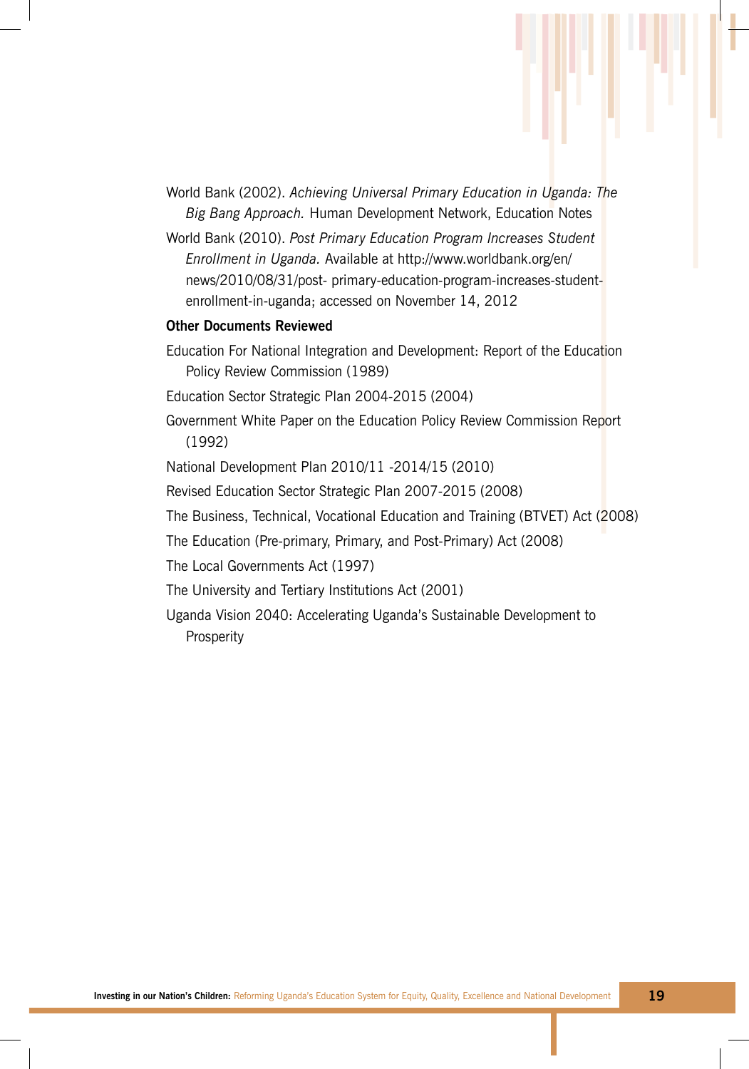World Bank (2002). *Achieving Universal Primary Education in Uganda: The Big Bang Approach.* Human Development Network, Education Notes

World Bank (2010). *Post Primary Education Program Increases Student Enrollment in Uganda.* Available at http://www.worldbank.org/en/news/2010/08/31/post- primary-education-program-increases-student-enrollment-in-uganda; accessed on November 14, 2012

**Other Documents Reviewed**

Education For National Integration and Development: Report of the Education Policy Review Commission (1989)

Education Sector Strategic Plan 2004-2015 (2004)

Government White Paper on the Education Policy Review Commission Report (1992)

National Development Plan 2010/11 -2014/15 (2010)

Revised Education Sector Strategic Plan 2007-2015 (2008)

The Business, Technical, Vocational Education and Training (BTVET) Act (2008)

The Education (Pre-primary, Primary, and Post-Primary) Act (2008)

The Local Governments Act (1997)

The University and Tertiary Institutions Act (2001)

Uganda Vision 2040: Accelerating Uganda's Sustainable Development to Prosperity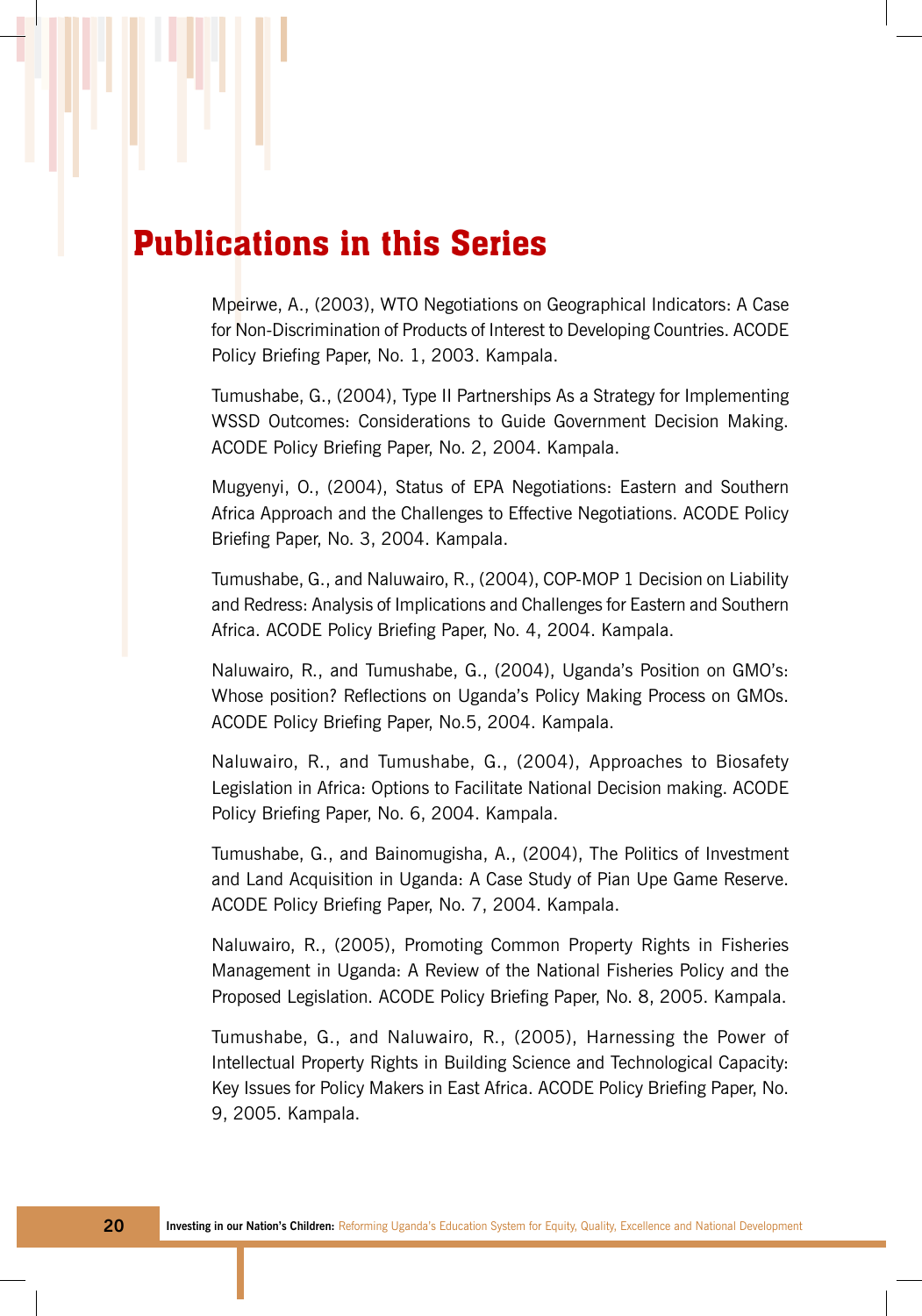# Publications in this Series

Mpeirwe, A., (2003), WTO Negotiations on Geographical Indicators: A Case for Non-Discrimination of Products of Interest to Developing Countries. ACODE Policy Briefing Paper, No. 1, 2003. Kampala.

Tumushabe, G., (2004), Type II Partnerships As a Strategy for Implementing WSSD Outcomes: Considerations to Guide Government Decision Making. ACODE Policy Briefing Paper, No. 2, 2004. Kampala.

Mugyenyi, O., (2004), Status of EPA Negotiations: Eastern and Southern Africa Approach and the Challenges to Effective Negotiations. ACODE Policy Briefing Paper, No. 3, 2004. Kampala.

Tumushabe, G., and Naluwairo, R., (2004), COP-MOP 1 Decision on Liability and Redress: Analysis of Implications and Challenges for Eastern and Southern Africa. ACODE Policy Briefing Paper, No. 4, 2004. Kampala.

Naluwairo, R., and Tumushabe, G., (2004), Uganda's Position on GMO's: Whose position? Reflections on Uganda's Policy Making Process on GMOs. ACODE Policy Briefing Paper, No.5, 2004. Kampala.

Naluwairo, R., and Tumushabe, G., (2004), Approaches to Biosafety Legislation in Africa: Options to Facilitate National Decision making. ACODE Policy Briefing Paper, No. 6, 2004. Kampala.

Tumushabe, G., and Bainomugisha, A., (2004), The Politics of Investment and Land Acquisition in Uganda: A Case Study of Pian Upe Game Reserve. ACODE Policy Briefing Paper, No. 7, 2004. Kampala.

Naluwairo, R., (2005), Promoting Common Property Rights in Fisheries Management in Uganda: A Review of the National Fisheries Policy and the Proposed Legislation. ACODE Policy Briefing Paper, No. 8, 2005. Kampala.

Tumushabe, G., and Naluwairo, R., (2005), Harnessing the Power of Intellectual Property Rights in Building Science and Technological Capacity: Key Issues for Policy Makers in East Africa. ACODE Policy Briefing Paper, No. 9, 2005. Kampala.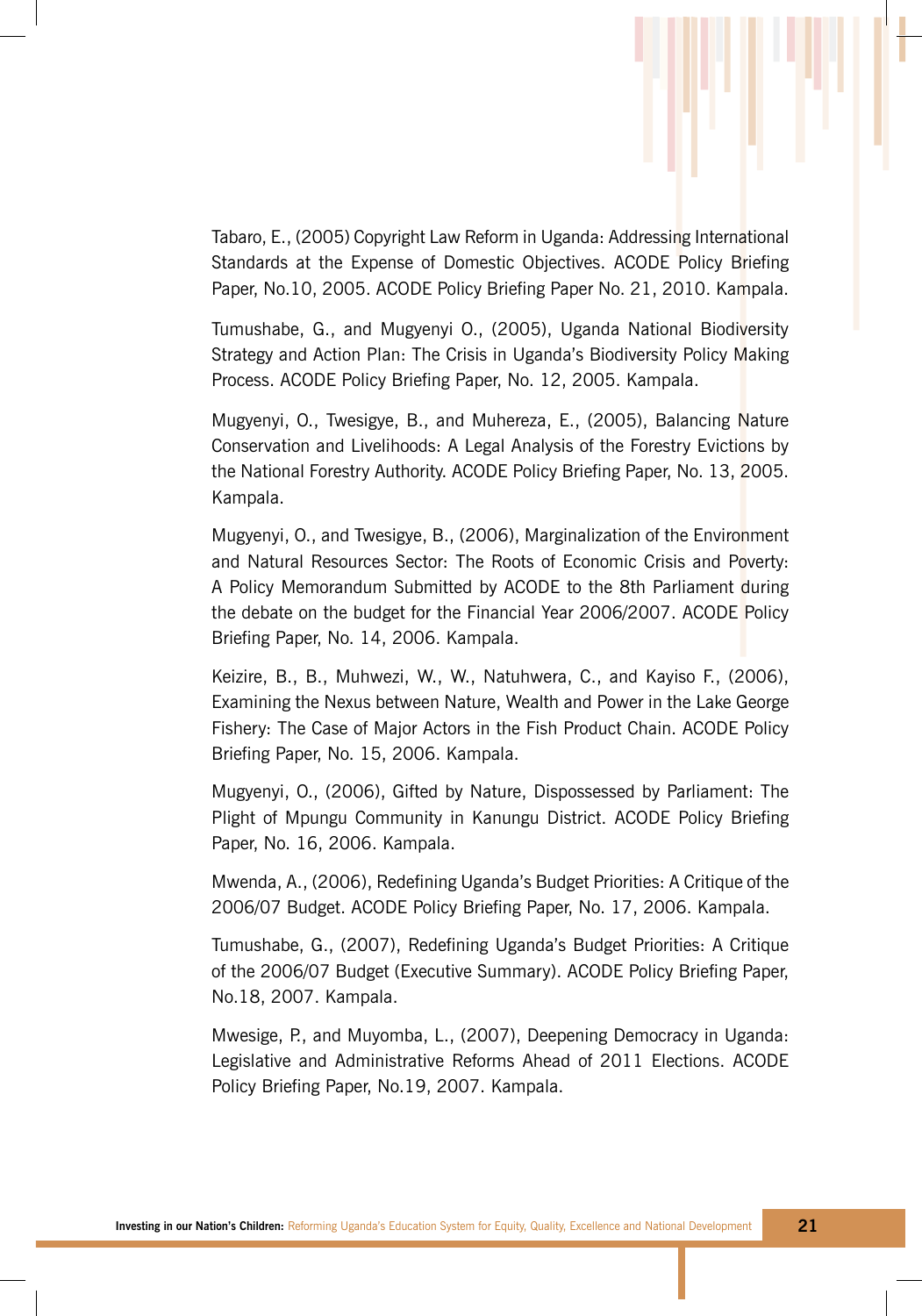Tabaro, E., (2005) Copyright Law Reform in Uganda: Addressing International Standards at the Expense of Domestic Objectives. ACODE Policy Briefing Paper, No.10, 2005. ACODE Policy Briefing Paper No. 21, 2010. Kampala.

Tumushabe, G., and Mugyenyi O., (2005), Uganda National Biodiversity Strategy and Action Plan: The Crisis in Uganda's Biodiversity Policy Making Process. ACODE Policy Briefing Paper, No. 12, 2005. Kampala.

Mugyenyi, O., Twesigye, B., and Muhereza, E., (2005), Balancing Nature Conservation and Livelihoods: A Legal Analysis of the Forestry Evictions by the National Forestry Authority. ACODE Policy Briefing Paper, No. 13, 2005. Kampala.

Mugyenyi, O., and Twesigye, B., (2006), Marginalization of the Environment and Natural Resources Sector: The Roots of Economic Crisis and Poverty: A Policy Memorandum Submitted by ACODE to the 8th Parliament during the debate on the budget for the Financial Year 2006/2007. ACODE Policy Briefing Paper, No. 14, 2006. Kampala.

Keizire, B., B., Muhwezi, W., W., Natuhwera, C., and Kayiso F., (2006), Examining the Nexus between Nature, Wealth and Power in the Lake George Fishery: The Case of Major Actors in the Fish Product Chain. ACODE Policy Briefing Paper, No. 15, 2006. Kampala.

Mugyenyi, O., (2006), Gifted by Nature, Dispossessed by Parliament: The Plight of Mpungu Community in Kanungu District. ACODE Policy Briefing Paper, No. 16, 2006. Kampala.

Mwenda, A., (2006), Redefining Uganda's Budget Priorities: A Critique of the 2006/07 Budget. ACODE Policy Briefing Paper, No. 17, 2006. Kampala.

Tumushabe, G., (2007), Redefining Uganda's Budget Priorities: A Critique of the 2006/07 Budget (Executive Summary). ACODE Policy Briefing Paper, No.18, 2007. Kampala.

Mwesige, P., and Muyomba, L., (2007), Deepening Democracy in Uganda: Legislative and Administrative Reforms Ahead of 2011 Elections. ACODE Policy Briefing Paper, No.19, 2007. Kampala.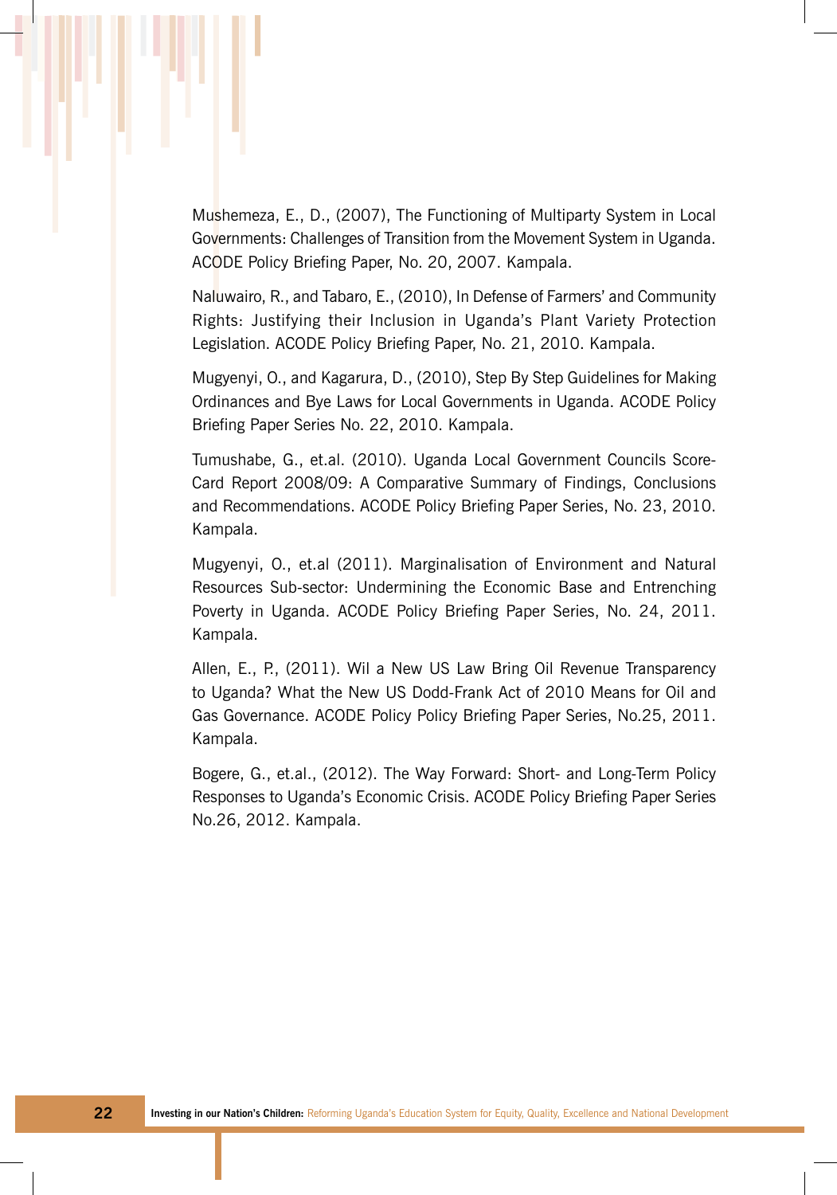Mushemeza, E., D., (2007), The Functioning of Multiparty System in Local Governments: Challenges of Transition from the Movement System in Uganda. ACODE Policy Briefing Paper, No. 20, 2007. Kampala.

Naluwairo, R., and Tabaro, E., (2010), In Defense of Farmers' and Community Rights: Justifying their Inclusion in Uganda's Plant Variety Protection Legislation. ACODE Policy Briefing Paper, No. 21, 2010. Kampala.

Mugyenyi, O., and Kagarura, D., (2010), Step By Step Guidelines for Making Ordinances and Bye Laws for Local Governments in Uganda. ACODE Policy Briefing Paper Series No. 22, 2010. Kampala.

Tumushabe, G., et.al. (2010). Uganda Local Government Councils Score-Card Report 2008/09: A Comparative Summary of Findings, Conclusions and Recommendations. ACODE Policy Briefing Paper Series, No. 23, 2010. Kampala.

Mugyenyi, O., et.al (2011). Marginalisation of Environment and Natural Resources Sub-sector: Undermining the Economic Base and Entrenching Poverty in Uganda. ACODE Policy Briefing Paper Series, No. 24, 2011. Kampala.

Allen, E., P., (2011). Wil a New US Law Bring Oil Revenue Transparency to Uganda? What the New US Dodd-Frank Act of 2010 Means for Oil and Gas Governance. ACODE Policy Policy Briefing Paper Series, No.25, 2011. Kampala.

Bogere, G., et.al., (2012). The Way Forward: Short- and Long-Term Policy Responses to Uganda's Economic Crisis. ACODE Policy Briefing Paper Series No.26, 2012. Kampala.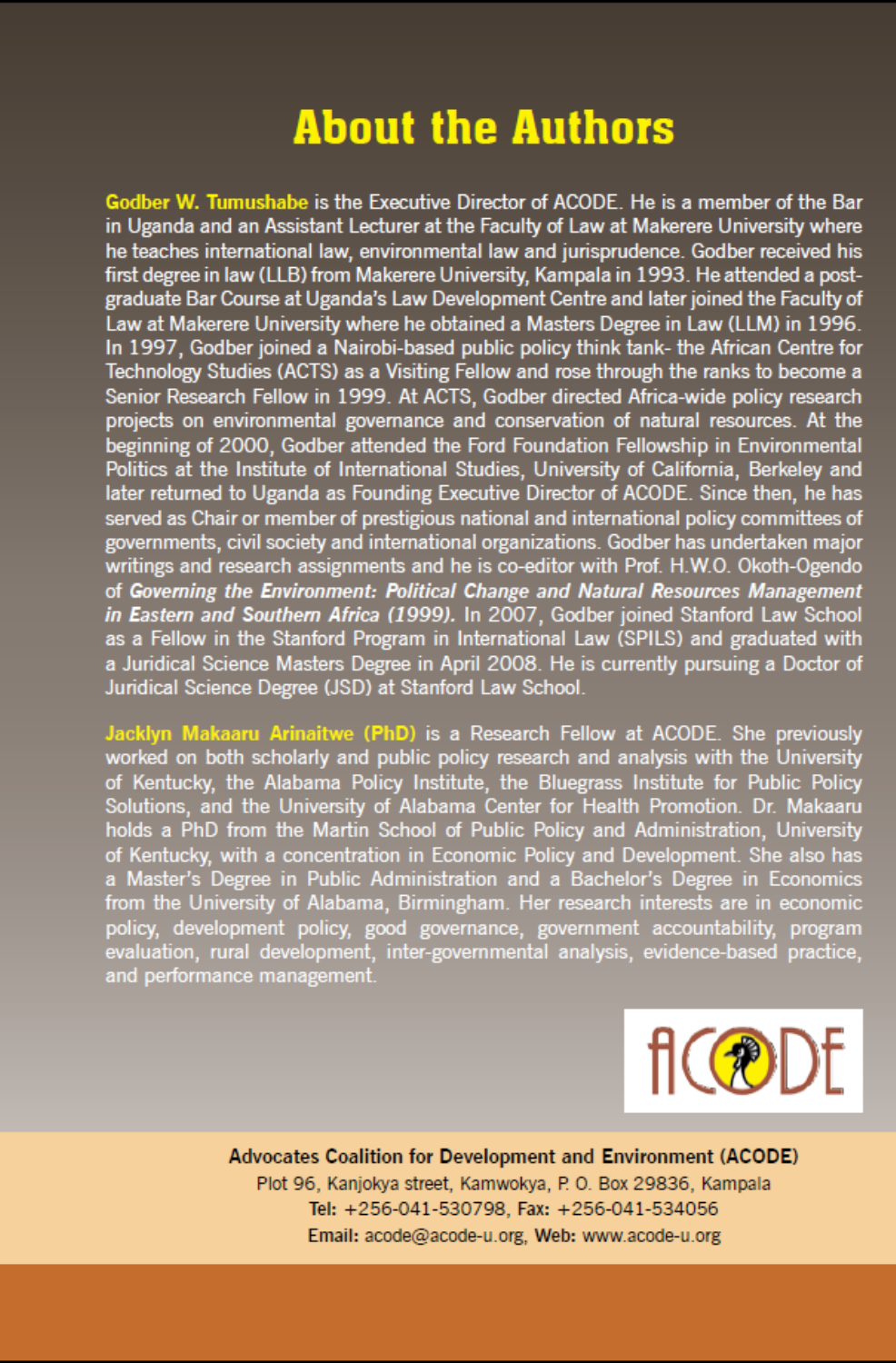# About the Authors

**Godber W. Tumushabe** is the Executive Director of ACODE. He is a member of the Bar in Uganda and an Assistant Lecturer at the Faculty of Law at Makerere University where he teaches international law, environmental law and jurisprudence. Godber received his first degree in law (LLB) from Makerere University, Kampala in 1993. He attended a post-graduate Bar Course at Uganda's Law Development Centre and later joined the Faculty of Law at Makerere University where he obtained a Masters Degree in Law (LLM) in 1996. In 1997, Godber joined a Nairobi-based public policy think tank- the African Centre for Technology Studies (ACTS) as a Visiting Fellow and rose through the ranks to become a Senior Research Fellow in 1999. At ACTS, Godber directed Africa-wide policy research projects on environmental governance and conservation of natural resources. At the beginning of 2000, Godber attended the Ford Foundation Fellowship in Environmental Politics at the Institute of International Studies, University of California, Berkeley and later returned to Uganda as Founding Executive Director of ACODE. Since then, he has served as Chair or member of prestigious national and international policy committees of governments, civil society and international organizations. Godber has undertaken major writings and research assignments and he is co-editor with Prof. H.W.O. Okoth-Ogendo of ***Governing the Environment: Political Change and Natural Resources Management in Eastern and Southern Africa (1999).*** In 2007, Godber joined Stanford Law School as a Fellow in the Stanford Program in International Law (SPILS) and graduated with a Juridical Science Masters Degree in April 2008. He is currently pursuing a Doctor of Juridical Science Degree (JSD) at Stanford Law School.

**Jacklyn Makaaru Arinaitwe (PhD)** is a Research Fellow at ACODE. She previously worked on both scholarly and public policy research and analysis with the University of Kentucky, the Alabama Policy Institute, the Bluegrass Institute for Public Policy Solutions, and the University of Alabama Center for Health Promotion. Dr. Makaaru holds a PhD from the Martin School of Public Policy and Administration, University of Kentucky, with a concentration in Economic Policy and Development. She also has a Master's Degree in Public Administration and a Bachelor's Degree in Economics from the University of Alabama, Birmingham. Her research interests are in economic policy, development policy, good governance, government accountability, program evaluation, rural development, inter-governmental analysis, evidence-based practice, and performance management.

ACODE

**Advocates Coalition for Development and Environment (ACODE)**
Plot 96, Kanjokya street, Kamwokya, P. O. Box 29836, Kampala
**Tel:** +256-041-530798, **Fax:** +256-041-534056
**Email:** acode@acode-u.org, **Web:** www.acode-u.org